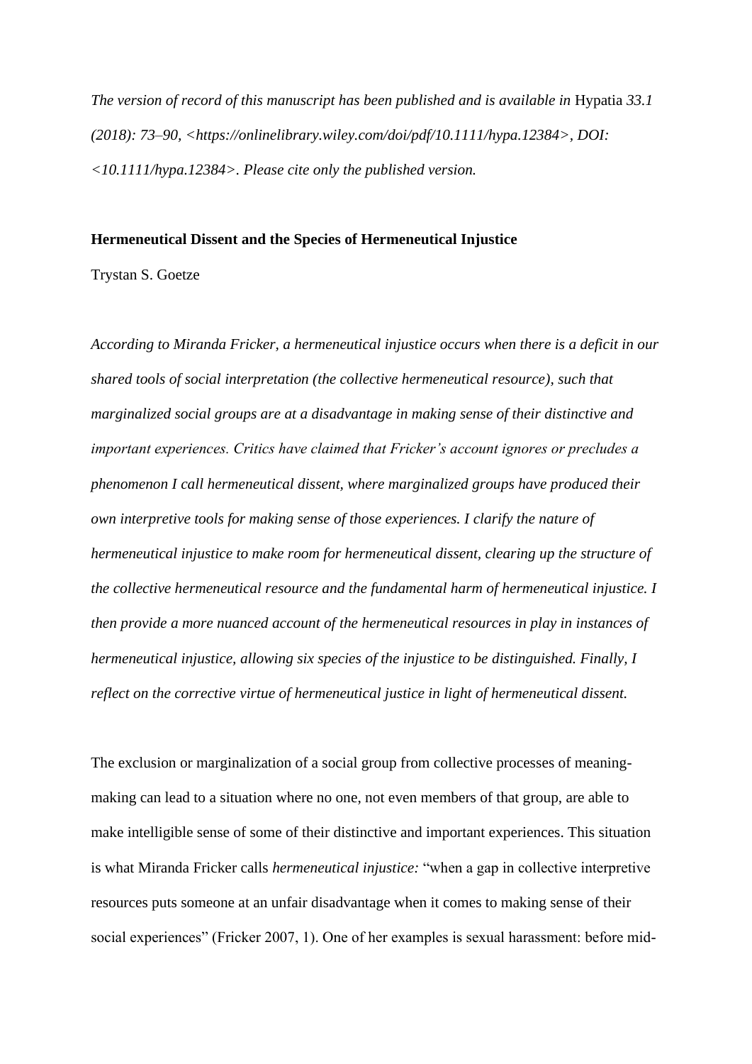*The version of record of this manuscript has been published and is available in* Hypatia *33.1 (2018): 73–90, <https://onlinelibrary.wiley.com/doi/pdf/10.1111/hypa.12384>, DOI: <10.1111/hypa.12384>. Please cite only the published version.*

**Hermeneutical Dissent and the Species of Hermeneutical Injustice**

Trystan S. Goetze

*According to Miranda Fricker, a hermeneutical injustice occurs when there is a deficit in our shared tools of social interpretation (the collective hermeneutical resource), such that marginalized social groups are at a disadvantage in making sense of their distinctive and important experiences. Critics have claimed that Fricker's account ignores or precludes a phenomenon I call hermeneutical dissent, where marginalized groups have produced their own interpretive tools for making sense of those experiences. I clarify the nature of hermeneutical injustice to make room for hermeneutical dissent, clearing up the structure of the collective hermeneutical resource and the fundamental harm of hermeneutical injustice. I then provide a more nuanced account of the hermeneutical resources in play in instances of hermeneutical injustice, allowing six species of the injustice to be distinguished. Finally, I reflect on the corrective virtue of hermeneutical justice in light of hermeneutical dissent.*

The exclusion or marginalization of a social group from collective processes of meaning-making can lead to a situation where no one, not even members of that group, are able to make intelligible sense of some of their distinctive and important experiences. This situation is what Miranda Fricker calls *hermeneutical injustice:* "when a gap in collective interpretive resources puts someone at an unfair disadvantage when it comes to making sense of their social experiences" (Fricker 2007, 1). One of her examples is sexual harassment: before mid-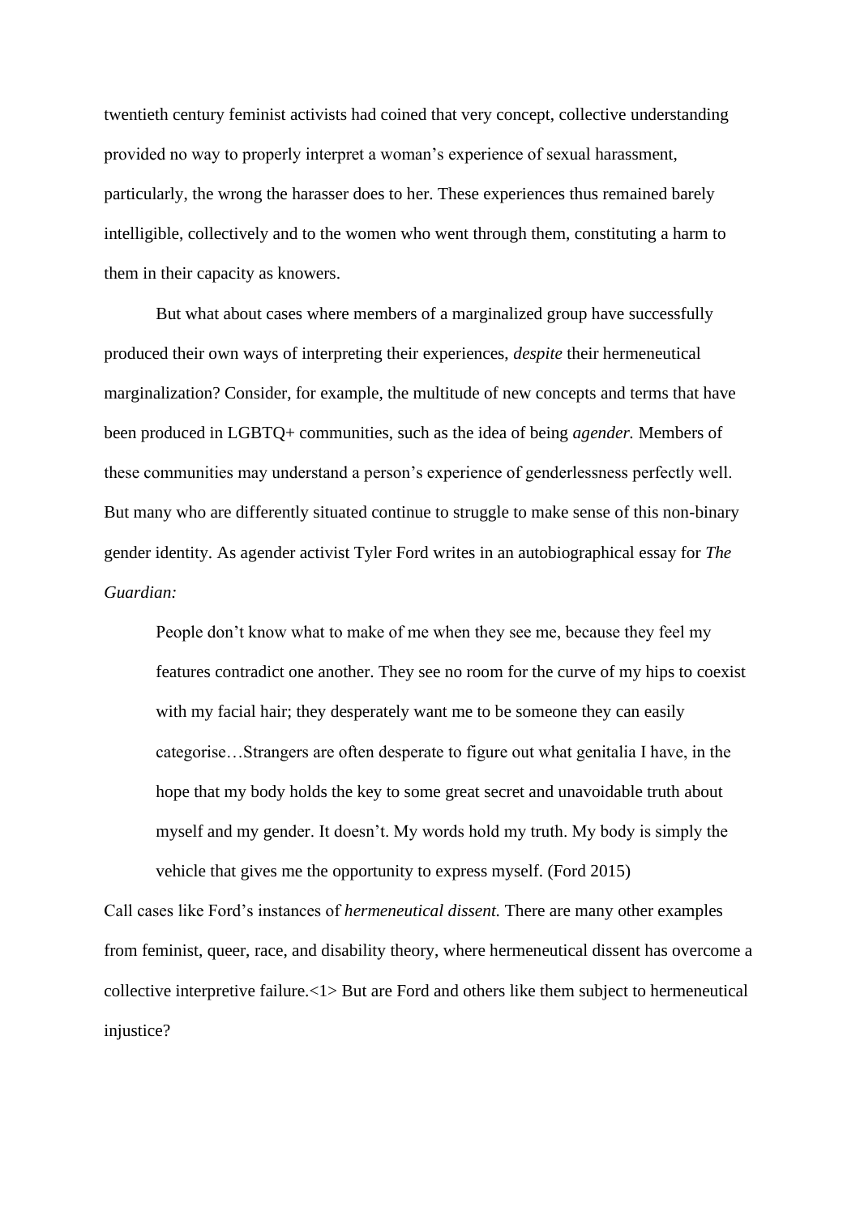twentieth century feminist activists had coined that very concept, collective understanding provided no way to properly interpret a woman's experience of sexual harassment, particularly, the wrong the harasser does to her. These experiences thus remained barely intelligible, collectively and to the women who went through them, constituting a harm to them in their capacity as knowers.

But what about cases where members of a marginalized group have successfully produced their own ways of interpreting their experiences, *despite* their hermeneutical marginalization? Consider, for example, the multitude of new concepts and terms that have been produced in LGBTQ+ communities, such as the idea of being *agender.* Members of these communities may understand a person's experience of genderlessness perfectly well. But many who are differently situated continue to struggle to make sense of this non-binary gender identity. As agender activist Tyler Ford writes in an autobiographical essay for *The Guardian:*

> People don't know what to make of me when they see me, because they feel my features contradict one another. They see no room for the curve of my hips to coexist with my facial hair; they desperately want me to be someone they can easily categorise…Strangers are often desperate to figure out what genitalia I have, in the hope that my body holds the key to some great secret and unavoidable truth about myself and my gender. It doesn't. My words hold my truth. My body is simply the vehicle that gives me the opportunity to express myself. (Ford 2015)

Call cases like Ford's instances of *hermeneutical dissent.* There are many other examples from feminist, queer, race, and disability theory, where hermeneutical dissent has overcome a collective interpretive failure.<1> But are Ford and others like them subject to hermeneutical injustice?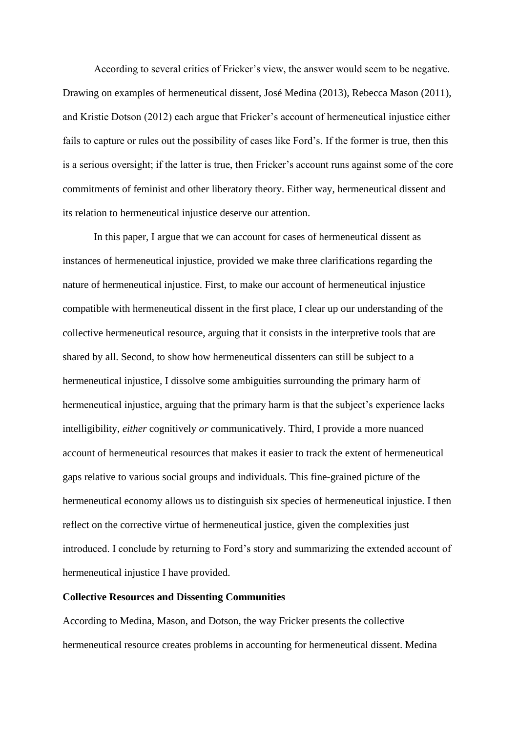According to several critics of Fricker's view, the answer would seem to be negative. Drawing on examples of hermeneutical dissent, José Medina (2013), Rebecca Mason (2011), and Kristie Dotson (2012) each argue that Fricker's account of hermeneutical injustice either fails to capture or rules out the possibility of cases like Ford's. If the former is true, then this is a serious oversight; if the latter is true, then Fricker's account runs against some of the core commitments of feminist and other liberatory theory. Either way, hermeneutical dissent and its relation to hermeneutical injustice deserve our attention.

In this paper, I argue that we can account for cases of hermeneutical dissent as instances of hermeneutical injustice, provided we make three clarifications regarding the nature of hermeneutical injustice. First, to make our account of hermeneutical injustice compatible with hermeneutical dissent in the first place, I clear up our understanding of the collective hermeneutical resource, arguing that it consists in the interpretive tools that are shared by all. Second, to show how hermeneutical dissenters can still be subject to a hermeneutical injustice, I dissolve some ambiguities surrounding the primary harm of hermeneutical injustice, arguing that the primary harm is that the subject's experience lacks intelligibility, *either* cognitively *or* communicatively. Third, I provide a more nuanced account of hermeneutical resources that makes it easier to track the extent of hermeneutical gaps relative to various social groups and individuals. This fine-grained picture of the hermeneutical economy allows us to distinguish six species of hermeneutical injustice. I then reflect on the corrective virtue of hermeneutical justice, given the complexities just introduced. I conclude by returning to Ford's story and summarizing the extended account of hermeneutical injustice I have provided.

## Collective Resources and Dissenting Communities

According to Medina, Mason, and Dotson, the way Fricker presents the collective hermeneutical resource creates problems in accounting for hermeneutical dissent. Medina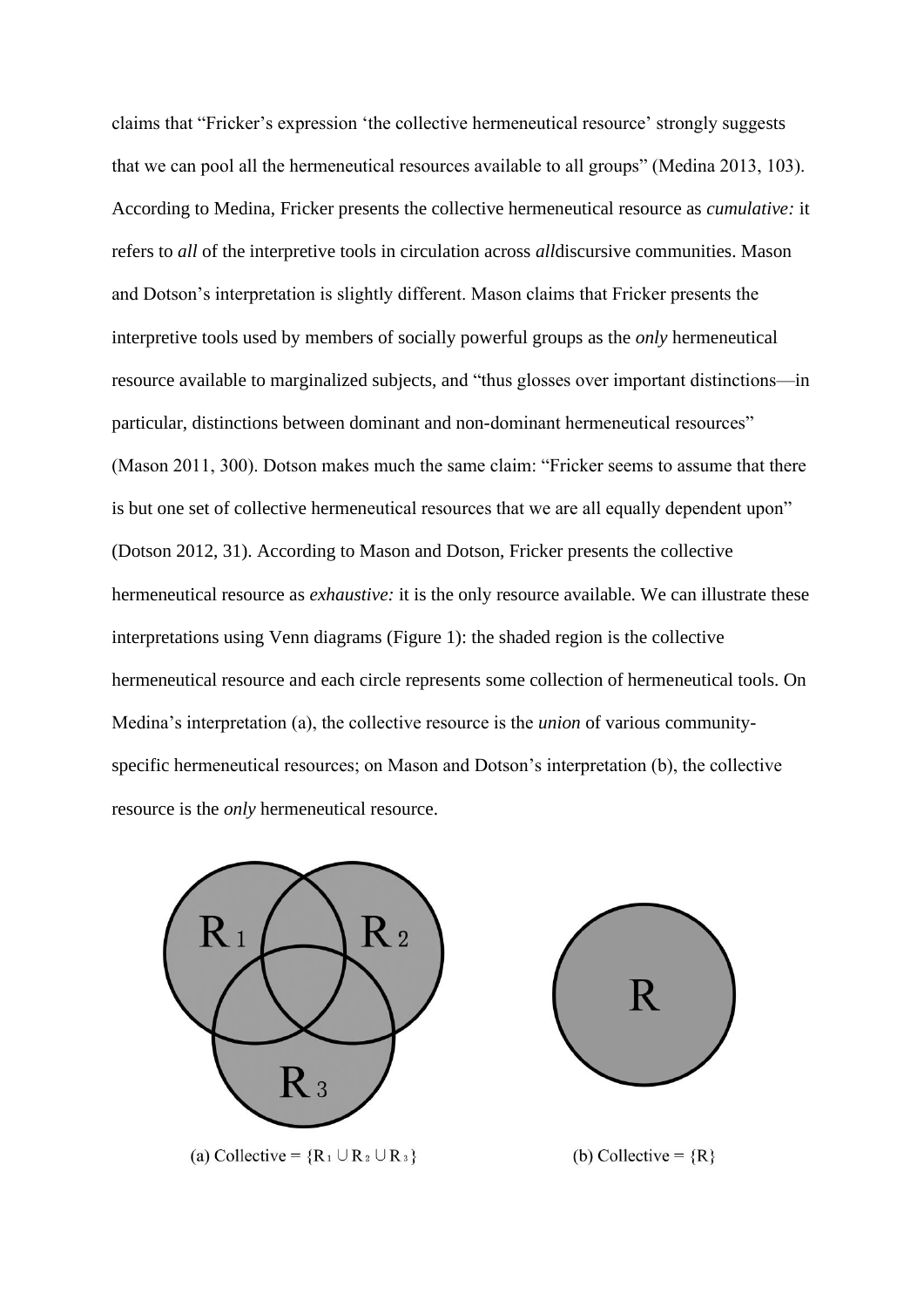claims that “Fricker’s expression ‘the collective hermeneutical resource’ strongly suggests that we can pool all the hermeneutical resources available to all groups” (Medina 2013, 103). According to Medina, Fricker presents the collective hermeneutical resource as *cumulative:* it refers to *all* of the interpretive tools in circulation across *all*discursive communities. Mason and Dotson’s interpretation is slightly different. Mason claims that Fricker presents the interpretive tools used by members of socially powerful groups as the *only* hermeneutical resource available to marginalized subjects, and “thus glosses over important distinctions—in particular, distinctions between dominant and non-dominant hermeneutical resources” (Mason 2011, 300). Dotson makes much the same claim: “Fricker seems to assume that there is but one set of collective hermeneutical resources that we are all equally dependent upon” (Dotson 2012, 31). According to Mason and Dotson, Fricker presents the collective hermeneutical resource as *exhaustive:* it is the only resource available. We can illustrate these interpretations using Venn diagrams (Figure 1): the shaded region is the collective hermeneutical resource and each circle represents some collection of hermeneutical tools. On Medina’s interpretation (a), the collective resource is the *union* of various community-specific hermeneutical resources; on Mason and Dotson’s interpretation (b), the collective resource is the *only* hermeneutical resource.

(a) Collective = $\{R_1 \cup R_2 \cup R_3\}$

(b) Collective = $\{R\}$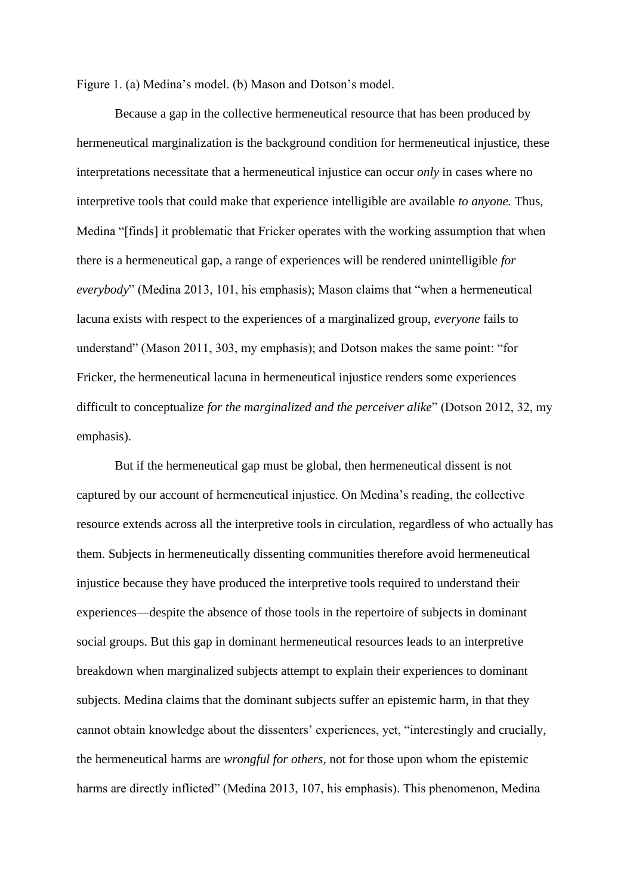Figure 1. (a) Medina's model. (b) Mason and Dotson's model.

Because a gap in the collective hermeneutical resource that has been produced by hermeneutical marginalization is the background condition for hermeneutical injustice, these interpretations necessitate that a hermeneutical injustice can occur *only* in cases where no interpretive tools that could make that experience intelligible are available *to anyone.* Thus, Medina "[finds] it problematic that Fricker operates with the working assumption that when there is a hermeneutical gap, a range of experiences will be rendered unintelligible *for everybody*" (Medina 2013, 101, his emphasis); Mason claims that "when a hermeneutical lacuna exists with respect to the experiences of a marginalized group, *everyone* fails to understand" (Mason 2011, 303, my emphasis); and Dotson makes the same point: "for Fricker, the hermeneutical lacuna in hermeneutical injustice renders some experiences difficult to conceptualize *for the marginalized and the perceiver alike*" (Dotson 2012, 32, my emphasis).

But if the hermeneutical gap must be global, then hermeneutical dissent is not captured by our account of hermeneutical injustice. On Medina's reading, the collective resource extends across all the interpretive tools in circulation, regardless of who actually has them. Subjects in hermeneutically dissenting communities therefore avoid hermeneutical injustice because they have produced the interpretive tools required to understand their experiences—despite the absence of those tools in the repertoire of subjects in dominant social groups. But this gap in dominant hermeneutical resources leads to an interpretive breakdown when marginalized subjects attempt to explain their experiences to dominant subjects. Medina claims that the dominant subjects suffer an epistemic harm, in that they cannot obtain knowledge about the dissenters' experiences, yet, "interestingly and crucially, the hermeneutical harms are *wrongful for others*, not for those upon whom the epistemic harms are directly inflicted" (Medina 2013, 107, his emphasis). This phenomenon, Medina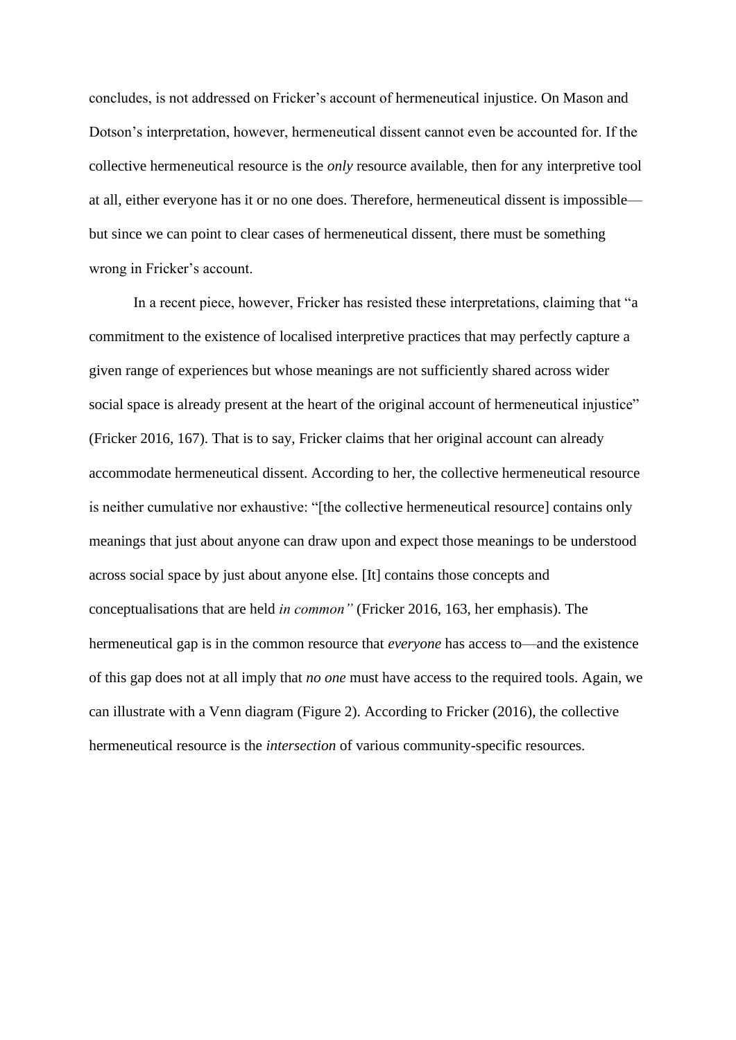concludes, is not addressed on Fricker's account of hermeneutical injustice. On Mason and Dotson's interpretation, however, hermeneutical dissent cannot even be accounted for. If the collective hermeneutical resource is the *only* resource available, then for any interpretive tool at all, either everyone has it or no one does. Therefore, hermeneutical dissent is impossible—but since we can point to clear cases of hermeneutical dissent, there must be something wrong in Fricker's account.

In a recent piece, however, Fricker has resisted these interpretations, claiming that "a commitment to the existence of localised interpretive practices that may perfectly capture a given range of experiences but whose meanings are not sufficiently shared across wider social space is already present at the heart of the original account of hermeneutical injustice" (Fricker 2016, 167). That is to say, Fricker claims that her original account can already accommodate hermeneutical dissent. According to her, the collective hermeneutical resource is neither cumulative nor exhaustive: "[the collective hermeneutical resource] contains only meanings that just about anyone can draw upon and expect those meanings to be understood across social space by just about anyone else. [It] contains those concepts and conceptualisations that are held *in common"* (Fricker 2016, 163, her emphasis). The hermeneutical gap is in the common resource that *everyone* has access to—and the existence of this gap does not at all imply that *no one* must have access to the required tools. Again, we can illustrate with a Venn diagram (Figure 2). According to Fricker (2016), the collective hermeneutical resource is the *intersection* of various community-specific resources.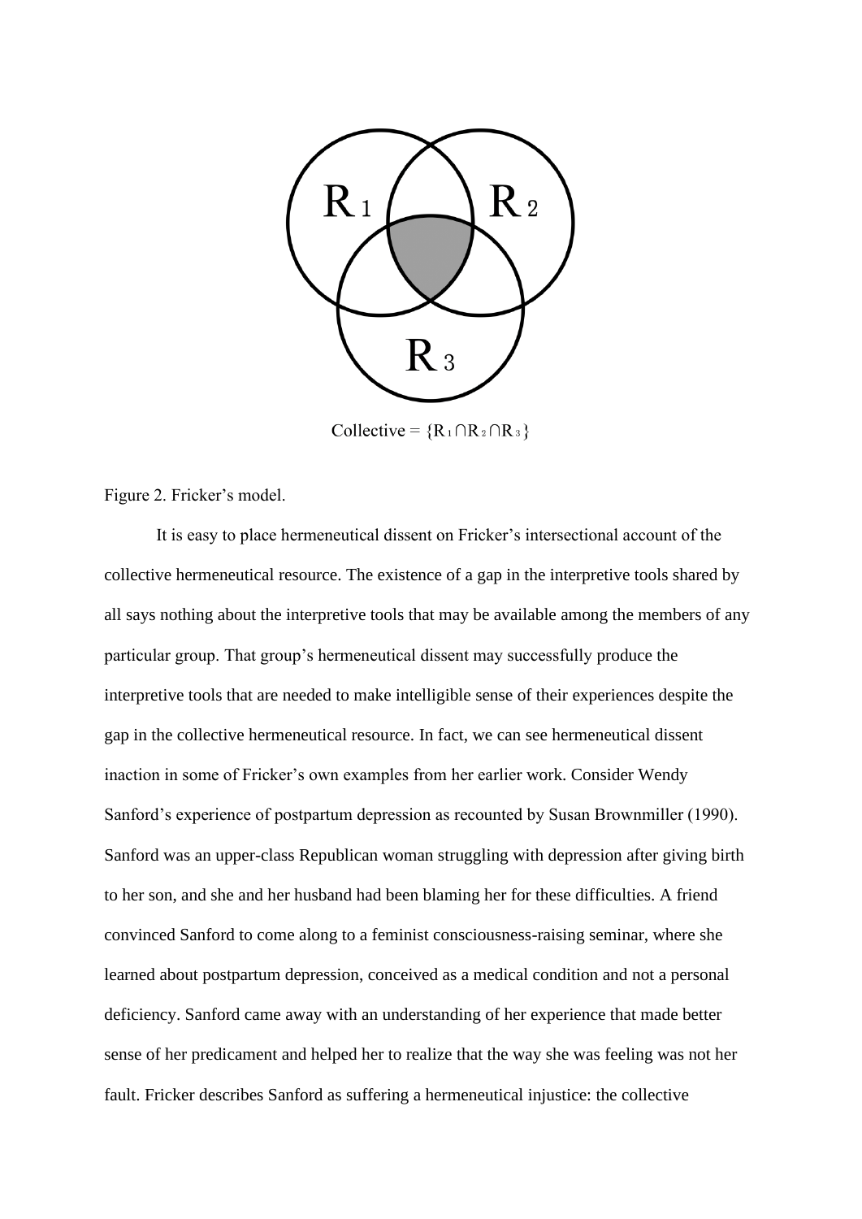Collective = $\{R_1 \cap R_2 \cap R_3\}$

Figure 2. Fricker's model.

It is easy to place hermeneutical dissent on Fricker's intersectional account of the collective hermeneutical resource. The existence of a gap in the interpretive tools shared by all says nothing about the interpretive tools that may be available among the members of any particular group. That group's hermeneutical dissent may successfully produce the interpretive tools that are needed to make intelligible sense of their experiences despite the gap in the collective hermeneutical resource. In fact, we can see hermeneutical dissent inaction in some of Fricker's own examples from her earlier work. Consider Wendy Sanford's experience of postpartum depression as recounted by Susan Brownmiller (1990). Sanford was an upper-class Republican woman struggling with depression after giving birth to her son, and she and her husband had been blaming her for these difficulties. A friend convinced Sanford to come along to a feminist consciousness-raising seminar, where she learned about postpartum depression, conceived as a medical condition and not a personal deficiency. Sanford came away with an understanding of her experience that made better sense of her predicament and helped her to realize that the way she was feeling was not her fault. Fricker describes Sanford as suffering a hermeneutical injustice: the collective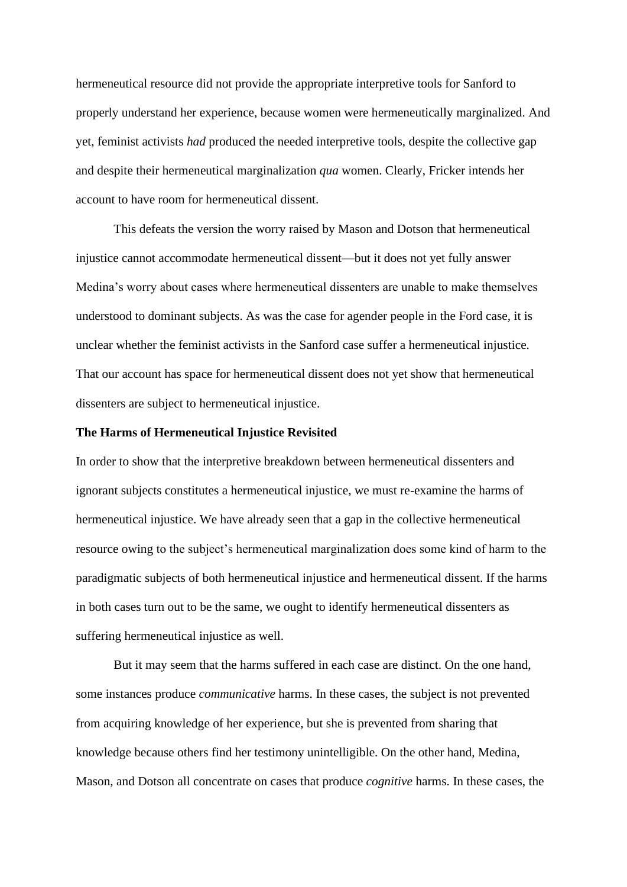hermeneutical resource did not provide the appropriate interpretive tools for Sanford to properly understand her experience, because women were hermeneutically marginalized. And yet, feminist activists *had* produced the needed interpretive tools, despite the collective gap and despite their hermeneutical marginalization *qua* women. Clearly, Fricker intends her account to have room for hermeneutical dissent.

This defeats the version the worry raised by Mason and Dotson that hermeneutical injustice cannot accommodate hermeneutical dissent—but it does not yet fully answer Medina's worry about cases where hermeneutical dissenters are unable to make themselves understood to dominant subjects. As was the case for agender people in the Ford case, it is unclear whether the feminist activists in the Sanford case suffer a hermeneutical injustice. That our account has space for hermeneutical dissent does not yet show that hermeneutical dissenters are subject to hermeneutical injustice.

**The Harms of Hermeneutical Injustice Revisited**

In order to show that the interpretive breakdown between hermeneutical dissenters and ignorant subjects constitutes a hermeneutical injustice, we must re-examine the harms of hermeneutical injustice. We have already seen that a gap in the collective hermeneutical resource owing to the subject's hermeneutical marginalization does some kind of harm to the paradigmatic subjects of both hermeneutical injustice and hermeneutical dissent. If the harms in both cases turn out to be the same, we ought to identify hermeneutical dissenters as suffering hermeneutical injustice as well.

But it may seem that the harms suffered in each case are distinct. On the one hand, some instances produce *communicative* harms. In these cases, the subject is not prevented from acquiring knowledge of her experience, but she is prevented from sharing that knowledge because others find her testimony unintelligible. On the other hand, Medina, Mason, and Dotson all concentrate on cases that produce *cognitive* harms. In these cases, the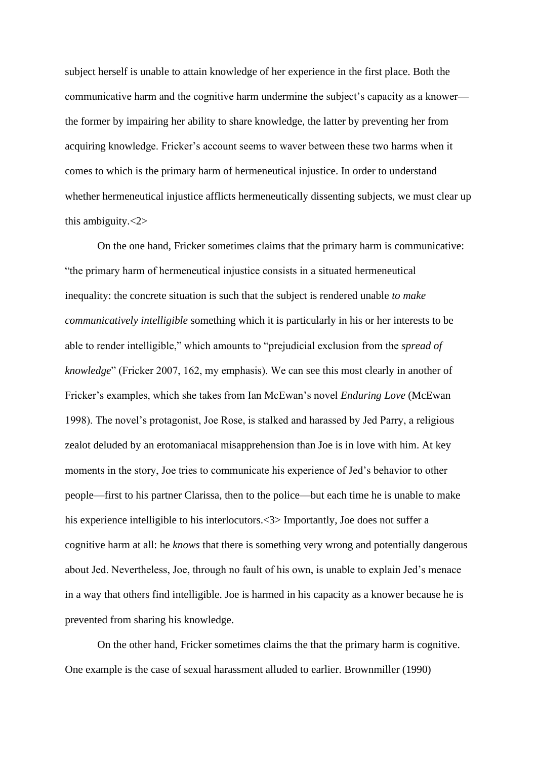subject herself is unable to attain knowledge of her experience in the first place. Both the communicative harm and the cognitive harm undermine the subject's capacity as a knower—the former by impairing her ability to share knowledge, the latter by preventing her from acquiring knowledge. Fricker's account seems to waver between these two harms when it comes to which is the primary harm of hermeneutical injustice. In order to understand whether hermeneutical injustice afflicts hermeneutically dissenting subjects, we must clear up this ambiguity.<2>

On the one hand, Fricker sometimes claims that the primary harm is communicative: "the primary harm of hermeneutical injustice consists in a situated hermeneutical inequality: the concrete situation is such that the subject is rendered unable *to make communicatively intelligible* something which it is particularly in his or her interests to be able to render intelligible," which amounts to "prejudicial exclusion from the *spread of knowledge*" (Fricker 2007, 162, my emphasis). We can see this most clearly in another of Fricker's examples, which she takes from Ian McEwan's novel *Enduring Love* (McEwan 1998). The novel's protagonist, Joe Rose, is stalked and harassed by Jed Parry, a religious zealot deluded by an erotomaniacal misapprehension than Joe is in love with him. At key moments in the story, Joe tries to communicate his experience of Jed's behavior to other people—first to his partner Clarissa, then to the police—but each time he is unable to make his experience intelligible to his interlocutors.<3> Importantly, Joe does not suffer a cognitive harm at all: he *knows* that there is something very wrong and potentially dangerous about Jed. Nevertheless, Joe, through no fault of his own, is unable to explain Jed's menace in a way that others find intelligible. Joe is harmed in his capacity as a knower because he is prevented from sharing his knowledge.

On the other hand, Fricker sometimes claims the that the primary harm is cognitive. One example is the case of sexual harassment alluded to earlier. Brownmiller (1990)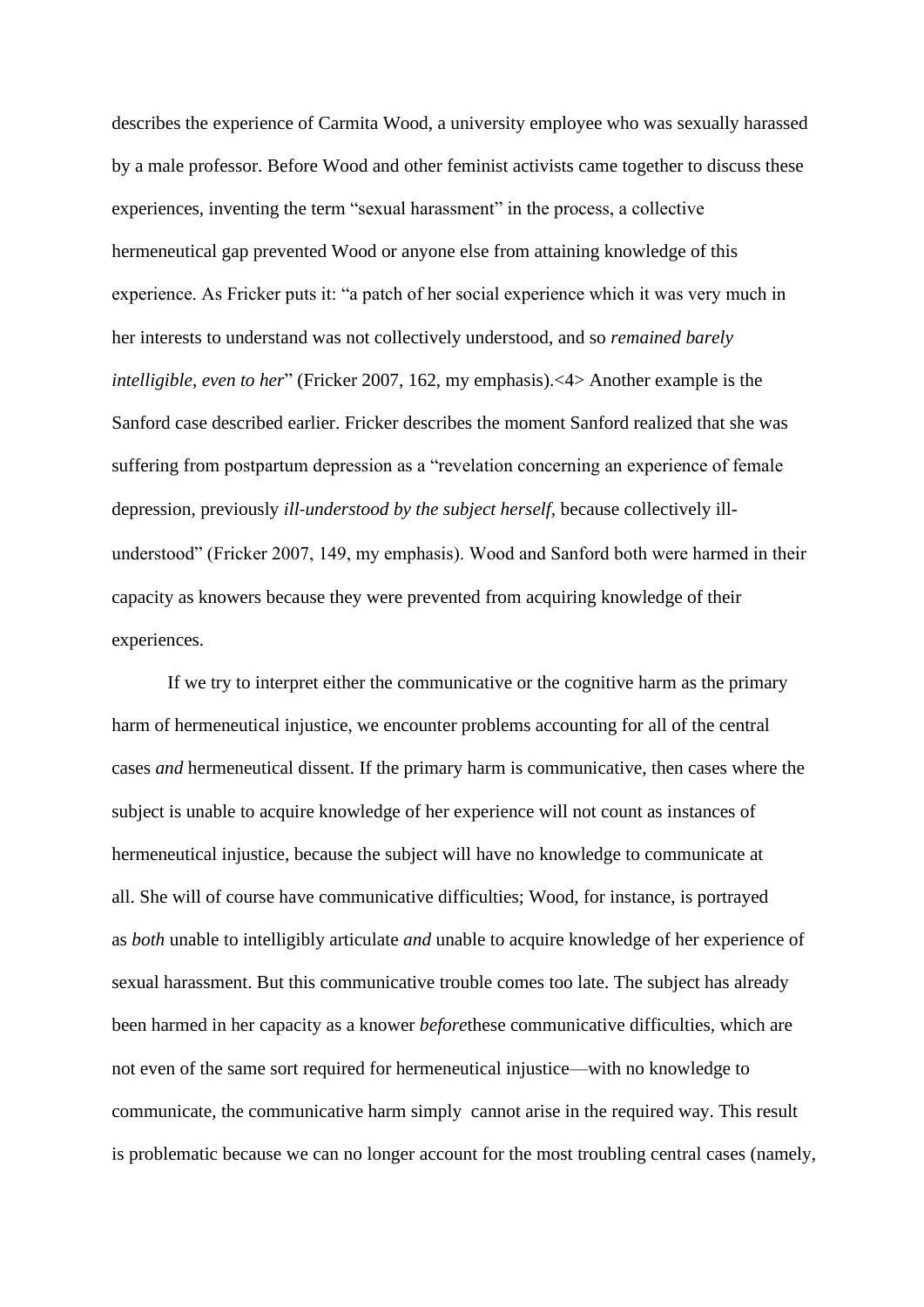describes the experience of Carmita Wood, a university employee who was sexually harassed by a male professor. Before Wood and other feminist activists came together to discuss these experiences, inventing the term "sexual harassment" in the process, a collective hermeneutical gap prevented Wood or anyone else from attaining knowledge of this experience. As Fricker puts it: "a patch of her social experience which it was very much in her interests to understand was not collectively understood, and so *remained barely intelligible, even to her*" (Fricker 2007, 162, my emphasis).<4> Another example is the Sanford case described earlier. Fricker describes the moment Sanford realized that she was suffering from postpartum depression as a "revelation concerning an experience of female depression, previously *ill-understood by the subject herself*, because collectively ill-understood" (Fricker 2007, 149, my emphasis). Wood and Sanford both were harmed in their capacity as knowers because they were prevented from acquiring knowledge of their experiences.

If we try to interpret either the communicative or the cognitive harm as the primary harm of hermeneutical injustice, we encounter problems accounting for all of the central cases *and* hermeneutical dissent. If the primary harm is communicative, then cases where the subject is unable to acquire knowledge of her experience will not count as instances of hermeneutical injustice, because the subject will have no knowledge to communicate at all. She will of course have communicative difficulties; Wood, for instance, is portrayed as *both* unable to intelligibly articulate *and* unable to acquire knowledge of her experience of sexual harassment. But this communicative trouble comes too late. The subject has already been harmed in her capacity as a knower *before* these communicative difficulties, which are not even of the same sort required for hermeneutical injustice—with no knowledge to communicate, the communicative harm simply cannot arise in the required way. This result is problematic because we can no longer account for the most troubling central cases (namely,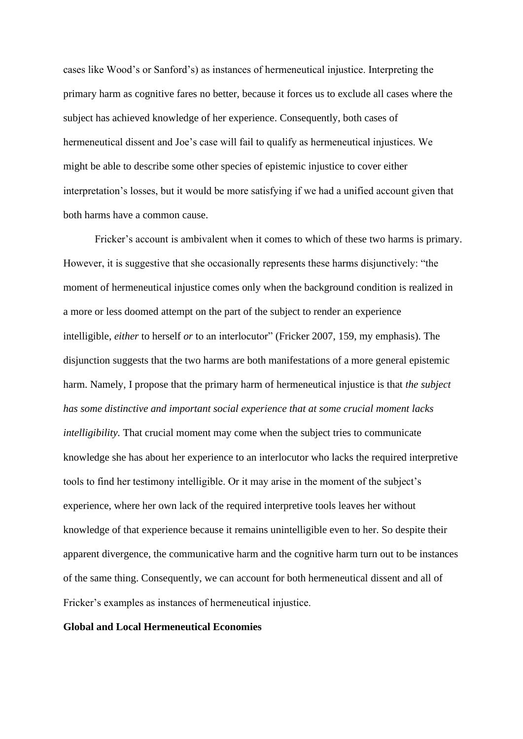cases like Wood's or Sanford's) as instances of hermeneutical injustice. Interpreting the primary harm as cognitive fares no better, because it forces us to exclude all cases where the subject has achieved knowledge of her experience. Consequently, both cases of hermeneutical dissent and Joe's case will fail to qualify as hermeneutical injustices. We might be able to describe some other species of epistemic injustice to cover either interpretation's losses, but it would be more satisfying if we had a unified account given that both harms have a common cause.

Fricker's account is ambivalent when it comes to which of these two harms is primary. However, it is suggestive that she occasionally represents these harms disjunctively: "the moment of hermeneutical injustice comes only when the background condition is realized in a more or less doomed attempt on the part of the subject to render an experience intelligible, *either* to herself *or* to an interlocutor" (Fricker 2007, 159, my emphasis). The disjunction suggests that the two harms are both manifestations of a more general epistemic harm. Namely, I propose that the primary harm of hermeneutical injustice is that *the subject has some distinctive and important social experience that at some crucial moment lacks intelligibility.* That crucial moment may come when the subject tries to communicate knowledge she has about her experience to an interlocutor who lacks the required interpretive tools to find her testimony intelligible. Or it may arise in the moment of the subject's experience, where her own lack of the required interpretive tools leaves her without knowledge of that experience because it remains unintelligible even to her. So despite their apparent divergence, the communicative harm and the cognitive harm turn out to be instances of the same thing. Consequently, we can account for both hermeneutical dissent and all of Fricker's examples as instances of hermeneutical injustice.

**Global and Local Hermeneutical Economies**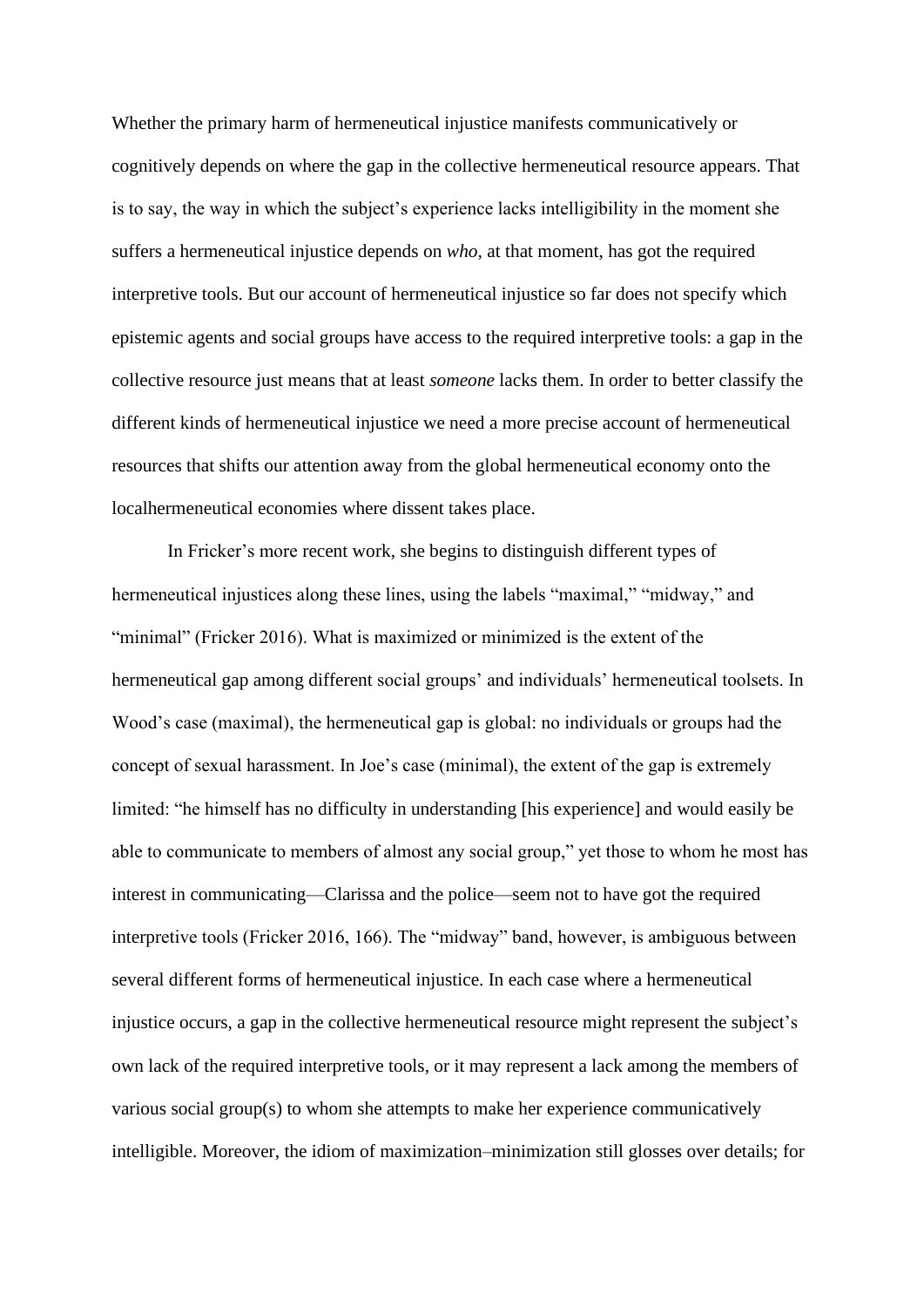Whether the primary harm of hermeneutical injustice manifests communicatively or cognitively depends on where the gap in the collective hermeneutical resource appears. That is to say, the way in which the subject's experience lacks intelligibility in the moment she suffers a hermeneutical injustice depends on *who,* at that moment, has got the required interpretive tools. But our account of hermeneutical injustice so far does not specify which epistemic agents and social groups have access to the required interpretive tools: a gap in the collective resource just means that at least *someone* lacks them. In order to better classify the different kinds of hermeneutical injustice we need a more precise account of hermeneutical resources that shifts our attention away from the global hermeneutical economy onto the localhermeneutical economies where dissent takes place.

In Fricker's more recent work, she begins to distinguish different types of hermeneutical injustices along these lines, using the labels "maximal," "midway," and "minimal" (Fricker 2016). What is maximized or minimized is the extent of the hermeneutical gap among different social groups' and individuals' hermeneutical toolsets. In Wood's case (maximal), the hermeneutical gap is global: no individuals or groups had the concept of sexual harassment. In Joe's case (minimal), the extent of the gap is extremely limited: "he himself has no difficulty in understanding [his experience] and would easily be able to communicate to members of almost any social group," yet those to whom he most has interest in communicating—Clarissa and the police—seem not to have got the required interpretive tools (Fricker 2016, 166). The "midway" band, however, is ambiguous between several different forms of hermeneutical injustice. In each case where a hermeneutical injustice occurs, a gap in the collective hermeneutical resource might represent the subject's own lack of the required interpretive tools, or it may represent a lack among the members of various social group(s) to whom she attempts to make her experience communicatively intelligible. Moreover, the idiom of maximization–minimization still glosses over details; for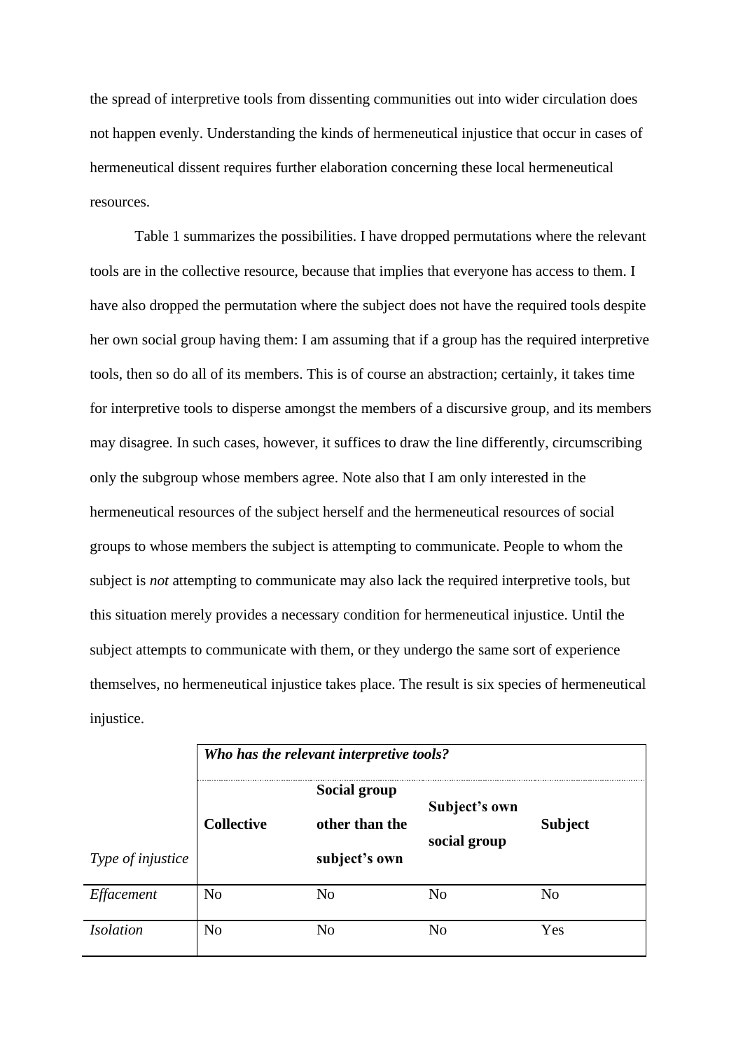the spread of interpretive tools from dissenting communities out into wider circulation does not happen evenly. Understanding the kinds of hermeneutical injustice that occur in cases of hermeneutical dissent requires further elaboration concerning these local hermeneutical resources.

Table 1 summarizes the possibilities. I have dropped permutations where the relevant tools are in the collective resource, because that implies that everyone has access to them. I have also dropped the permutation where the subject does not have the required tools despite her own social group having them: I am assuming that if a group has the required interpretive tools, then so do all of its members. This is of course an abstraction; certainly, it takes time for interpretive tools to disperse amongst the members of a discursive group, and its members may disagree. In such cases, however, it suffices to draw the line differently, circumscribing only the subgroup whose members agree. Note also that I am only interested in the hermeneutical resources of the subject herself and the hermeneutical resources of social groups to whose members the subject is attempting to communicate. People to whom the subject is *not* attempting to communicate may also lack the required interpretive tools, but this situation merely provides a necessary condition for hermeneutical injustice. Until the subject attempts to communicate with them, or they undergo the same sort of experience themselves, no hermeneutical injustice takes place. The result is six species of hermeneutical injustice.

| | ***Who has the relevant interpretive tools?*** | | | |
|---|---|---|---|---|
| *Type of injustice* | **Collective** | **Social group other than the subject's own** | **Subject's own social group** | **Subject** |
| *Effacement* | No | No | No | No |
| *Isolation* | No | No | No | Yes |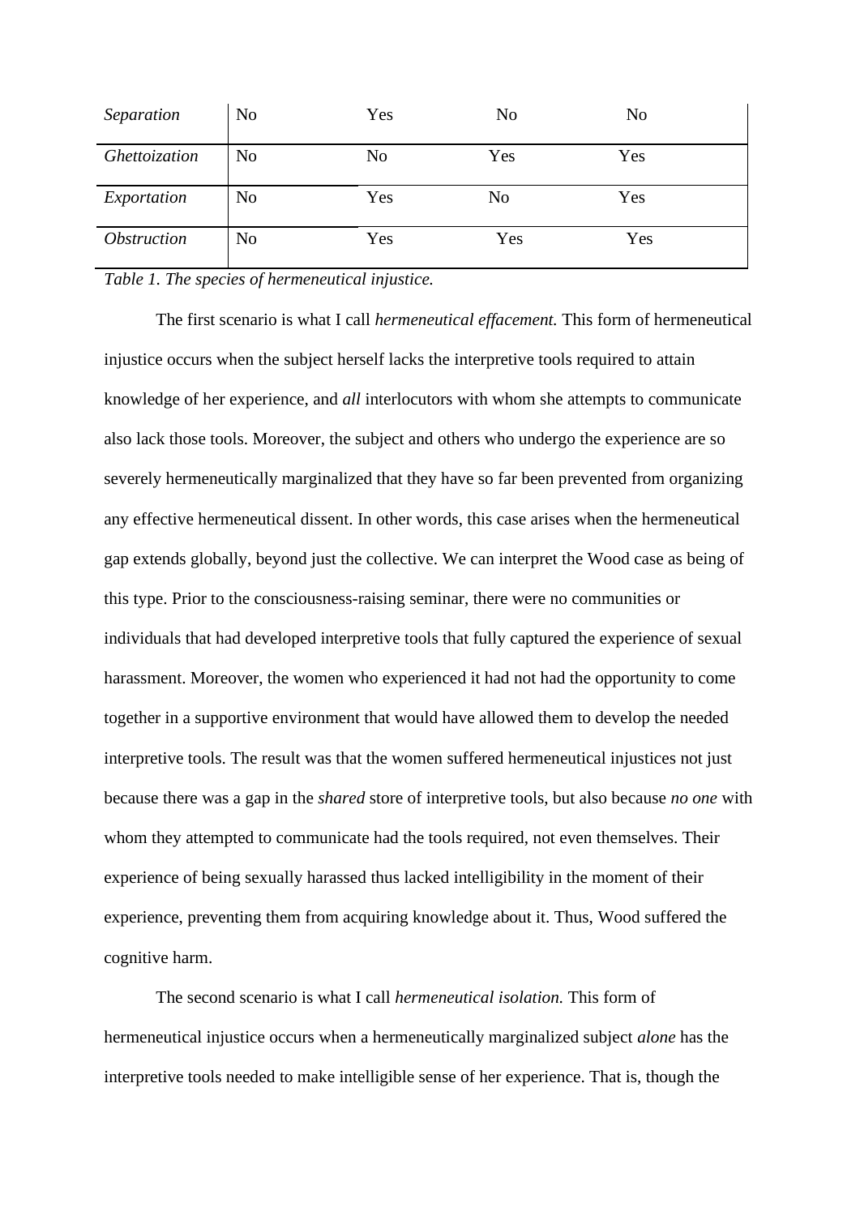| | | | | |
|---|---|---|---|---|
| *Separation* | No | Yes | No | No |
| *Ghettoization* | No | No | Yes | Yes |
| *Exportation* | No | Yes | No | Yes |
| *Obstruction* | No | Yes | Yes | Yes |

*Table 1. The species of hermeneutical injustice.*

The first scenario is what I call *hermeneutical effacement.* This form of hermeneutical injustice occurs when the subject herself lacks the interpretive tools required to attain knowledge of her experience, and *all* interlocutors with whom she attempts to communicate also lack those tools. Moreover, the subject and others who undergo the experience are so severely hermeneutically marginalized that they have so far been prevented from organizing any effective hermeneutical dissent. In other words, this case arises when the hermeneutical gap extends globally, beyond just the collective. We can interpret the Wood case as being of this type. Prior to the consciousness-raising seminar, there were no communities or individuals that had developed interpretive tools that fully captured the experience of sexual harassment. Moreover, the women who experienced it had not had the opportunity to come together in a supportive environment that would have allowed them to develop the needed interpretive tools. The result was that the women suffered hermeneutical injustices not just because there was a gap in the *shared* store of interpretive tools, but also because *no one* with whom they attempted to communicate had the tools required, not even themselves. Their experience of being sexually harassed thus lacked intelligibility in the moment of their experience, preventing them from acquiring knowledge about it. Thus, Wood suffered the cognitive harm.

The second scenario is what I call *hermeneutical isolation.* This form of hermeneutical injustice occurs when a hermeneutically marginalized subject *alone* has the interpretive tools needed to make intelligible sense of her experience. That is, though the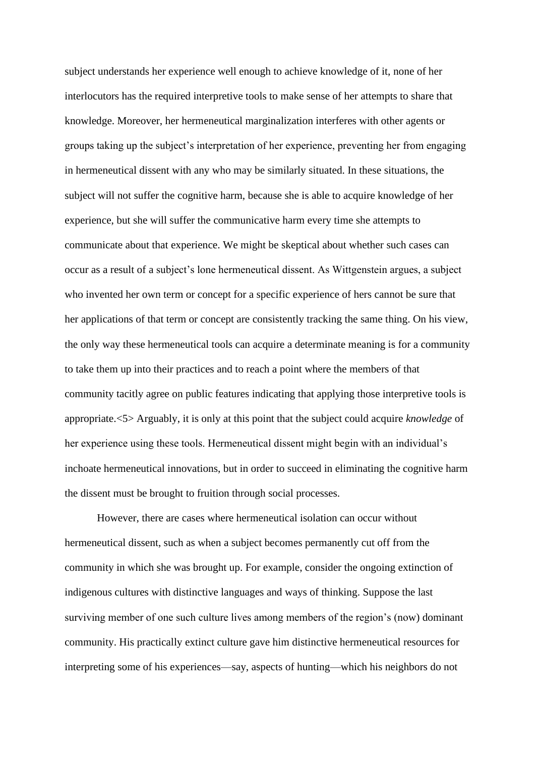subject understands her experience well enough to achieve knowledge of it, none of her interlocutors has the required interpretive tools to make sense of her attempts to share that knowledge. Moreover, her hermeneutical marginalization interferes with other agents or groups taking up the subject's interpretation of her experience, preventing her from engaging in hermeneutical dissent with any who may be similarly situated. In these situations, the subject will not suffer the cognitive harm, because she is able to acquire knowledge of her experience, but she will suffer the communicative harm every time she attempts to communicate about that experience. We might be skeptical about whether such cases can occur as a result of a subject's lone hermeneutical dissent. As Wittgenstein argues, a subject who invented her own term or concept for a specific experience of hers cannot be sure that her applications of that term or concept are consistently tracking the same thing. On his view, the only way these hermeneutical tools can acquire a determinate meaning is for a community to take them up into their practices and to reach a point where the members of that community tacitly agree on public features indicating that applying those interpretive tools is appropriate.<5> Arguably, it is only at this point that the subject could acquire *knowledge* of her experience using these tools. Hermeneutical dissent might begin with an individual's inchoate hermeneutical innovations, but in order to succeed in eliminating the cognitive harm the dissent must be brought to fruition through social processes.

However, there are cases where hermeneutical isolation can occur without hermeneutical dissent, such as when a subject becomes permanently cut off from the community in which she was brought up. For example, consider the ongoing extinction of indigenous cultures with distinctive languages and ways of thinking. Suppose the last surviving member of one such culture lives among members of the region's (now) dominant community. His practically extinct culture gave him distinctive hermeneutical resources for interpreting some of his experiences—say, aspects of hunting—which his neighbors do not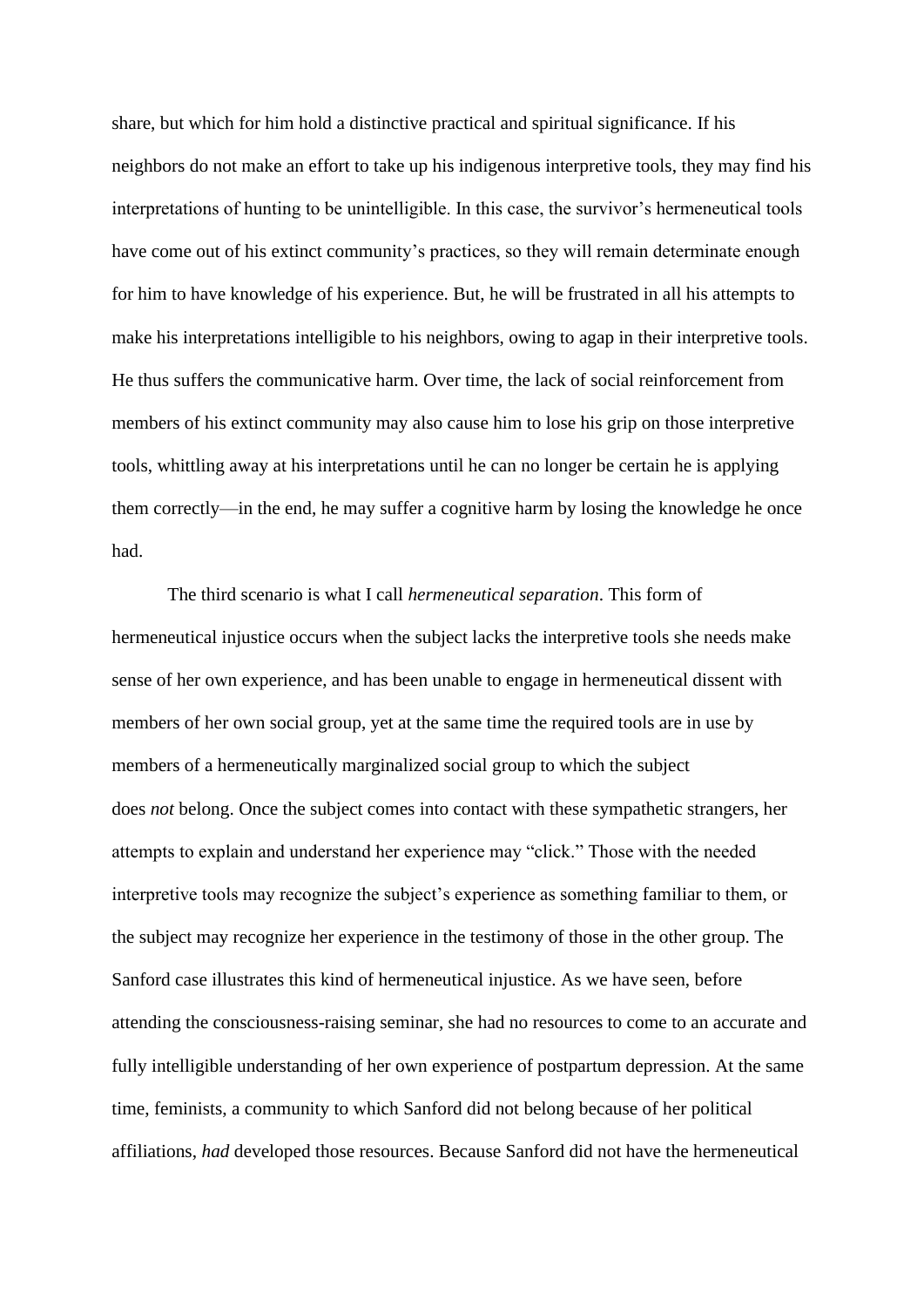share, but which for him hold a distinctive practical and spiritual significance. If his neighbors do not make an effort to take up his indigenous interpretive tools, they may find his interpretations of hunting to be unintelligible. In this case, the survivor's hermeneutical tools have come out of his extinct community's practices, so they will remain determinate enough for him to have knowledge of his experience. But, he will be frustrated in all his attempts to make his interpretations intelligible to his neighbors, owing to agap in their interpretive tools. He thus suffers the communicative harm. Over time, the lack of social reinforcement from members of his extinct community may also cause him to lose his grip on those interpretive tools, whittling away at his interpretations until he can no longer be certain he is applying them correctly—in the end, he may suffer a cognitive harm by losing the knowledge he once had.

The third scenario is what I call *hermeneutical separation*. This form of hermeneutical injustice occurs when the subject lacks the interpretive tools she needs make sense of her own experience, and has been unable to engage in hermeneutical dissent with members of her own social group, yet at the same time the required tools are in use by members of a hermeneutically marginalized social group to which the subject does *not* belong. Once the subject comes into contact with these sympathetic strangers, her attempts to explain and understand her experience may "click." Those with the needed interpretive tools may recognize the subject's experience as something familiar to them, or the subject may recognize her experience in the testimony of those in the other group. The Sanford case illustrates this kind of hermeneutical injustice. As we have seen, before attending the consciousness-raising seminar, she had no resources to come to an accurate and fully intelligible understanding of her own experience of postpartum depression. At the same time, feminists, a community to which Sanford did not belong because of her political affiliations, *had* developed those resources. Because Sanford did not have the hermeneutical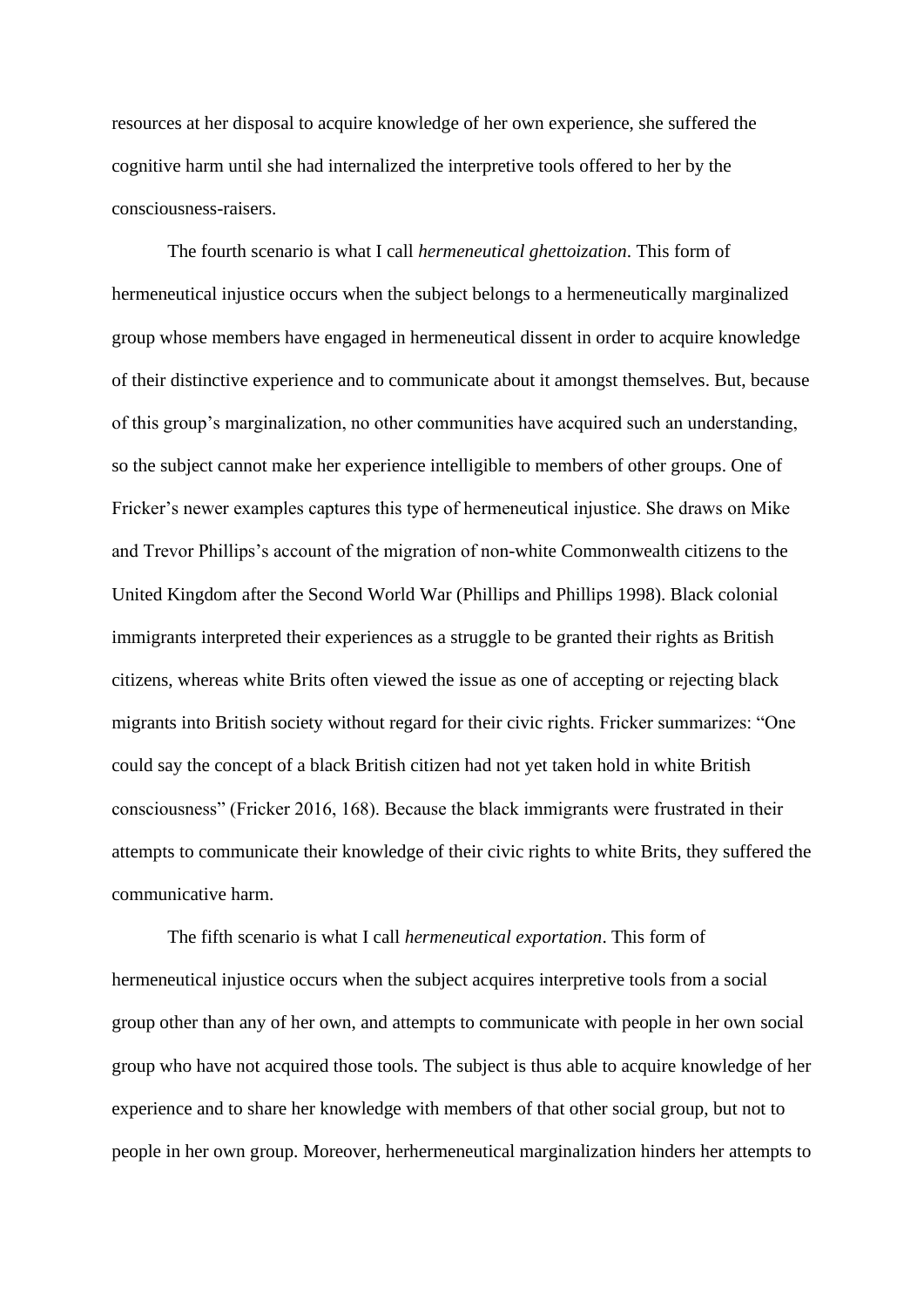resources at her disposal to acquire knowledge of her own experience, she suffered the cognitive harm until she had internalized the interpretive tools offered to her by the consciousness-raisers.

The fourth scenario is what I call *hermeneutical ghettoization*. This form of hermeneutical injustice occurs when the subject belongs to a hermeneutically marginalized group whose members have engaged in hermeneutical dissent in order to acquire knowledge of their distinctive experience and to communicate about it amongst themselves. But, because of this group's marginalization, no other communities have acquired such an understanding, so the subject cannot make her experience intelligible to members of other groups. One of Fricker's newer examples captures this type of hermeneutical injustice. She draws on Mike and Trevor Phillips's account of the migration of non-white Commonwealth citizens to the United Kingdom after the Second World War (Phillips and Phillips 1998). Black colonial immigrants interpreted their experiences as a struggle to be granted their rights as British citizens, whereas white Brits often viewed the issue as one of accepting or rejecting black migrants into British society without regard for their civic rights. Fricker summarizes: "One could say the concept of a black British citizen had not yet taken hold in white British consciousness" (Fricker 2016, 168). Because the black immigrants were frustrated in their attempts to communicate their knowledge of their civic rights to white Brits, they suffered the communicative harm.

The fifth scenario is what I call *hermeneutical exportation*. This form of hermeneutical injustice occurs when the subject acquires interpretive tools from a social group other than any of her own, and attempts to communicate with people in her own social group who have not acquired those tools. The subject is thus able to acquire knowledge of her experience and to share her knowledge with members of that other social group, but not to people in her own group. Moreover, herhermeneutical marginalization hinders her attempts to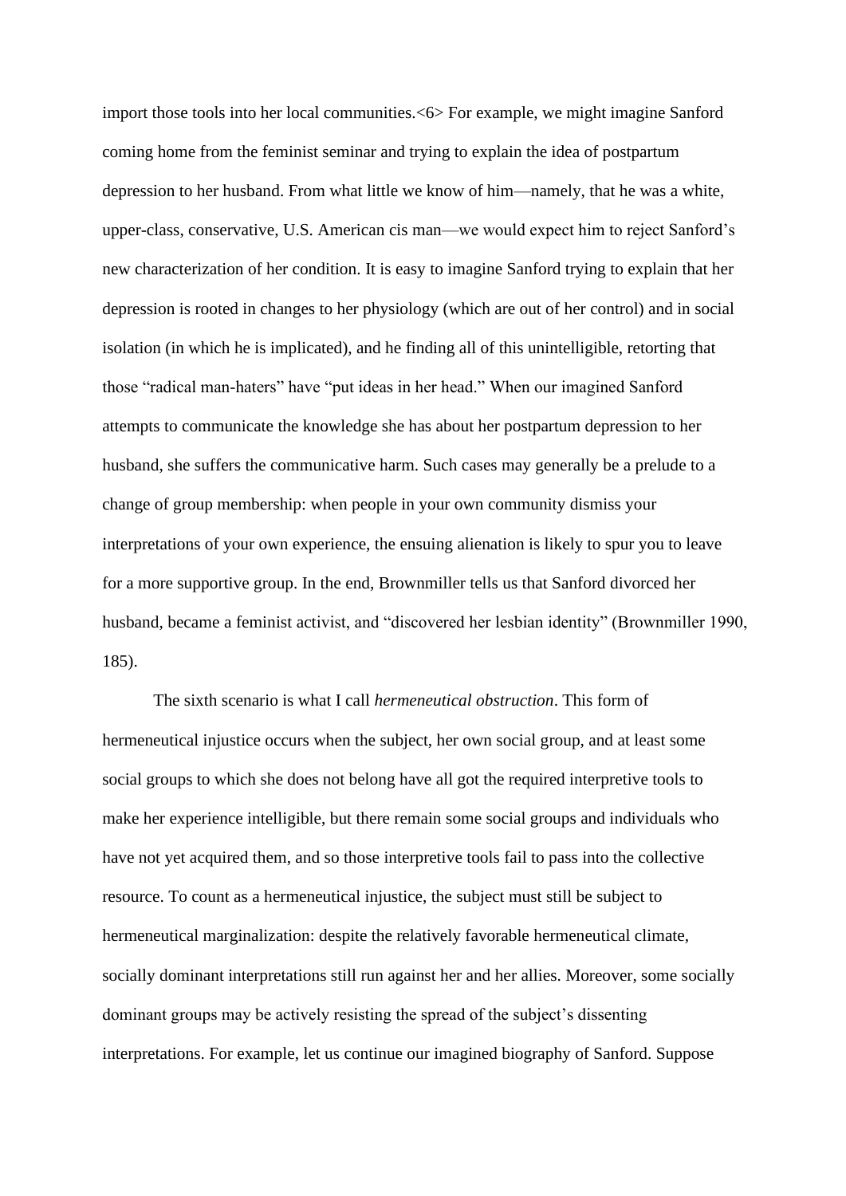import those tools into her local communities.<6> For example, we might imagine Sanford coming home from the feminist seminar and trying to explain the idea of postpartum depression to her husband. From what little we know of him—namely, that he was a white, upper-class, conservative, U.S. American cis man—we would expect him to reject Sanford's new characterization of her condition. It is easy to imagine Sanford trying to explain that her depression is rooted in changes to her physiology (which are out of her control) and in social isolation (in which he is implicated), and he finding all of this unintelligible, retorting that those "radical man-haters" have "put ideas in her head." When our imagined Sanford attempts to communicate the knowledge she has about her postpartum depression to her husband, she suffers the communicative harm. Such cases may generally be a prelude to a change of group membership: when people in your own community dismiss your interpretations of your own experience, the ensuing alienation is likely to spur you to leave for a more supportive group. In the end, Brownmiller tells us that Sanford divorced her husband, became a feminist activist, and "discovered her lesbian identity" (Brownmiller 1990, 185).

The sixth scenario is what I call *hermeneutical obstruction*. This form of hermeneutical injustice occurs when the subject, her own social group, and at least some social groups to which she does not belong have all got the required interpretive tools to make her experience intelligible, but there remain some social groups and individuals who have not yet acquired them, and so those interpretive tools fail to pass into the collective resource. To count as a hermeneutical injustice, the subject must still be subject to hermeneutical marginalization: despite the relatively favorable hermeneutical climate, socially dominant interpretations still run against her and her allies. Moreover, some socially dominant groups may be actively resisting the spread of the subject's dissenting interpretations. For example, let us continue our imagined biography of Sanford. Suppose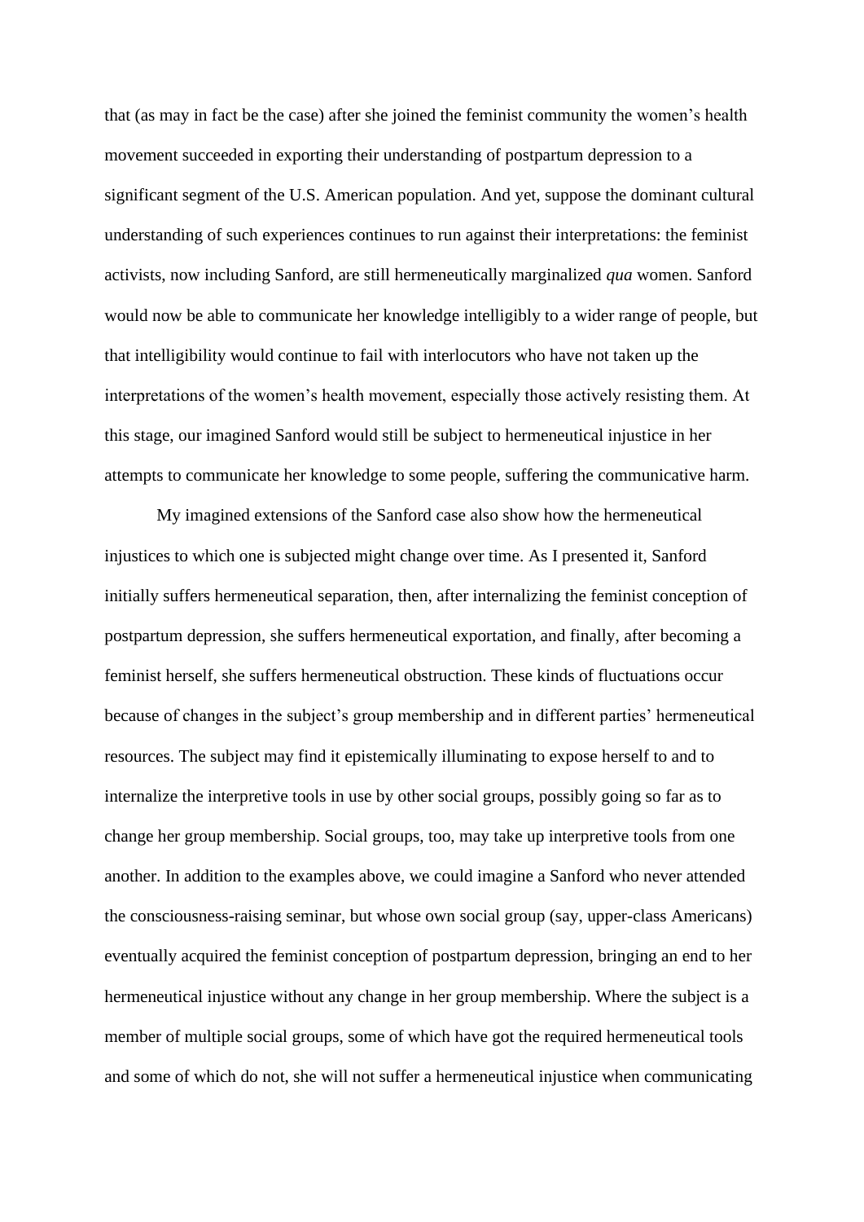that (as may in fact be the case) after she joined the feminist community the women's health movement succeeded in exporting their understanding of postpartum depression to a significant segment of the U.S. American population. And yet, suppose the dominant cultural understanding of such experiences continues to run against their interpretations: the feminist activists, now including Sanford, are still hermeneutically marginalized *qua* women. Sanford would now be able to communicate her knowledge intelligibly to a wider range of people, but that intelligibility would continue to fail with interlocutors who have not taken up the interpretations of the women's health movement, especially those actively resisting them. At this stage, our imagined Sanford would still be subject to hermeneutical injustice in her attempts to communicate her knowledge to some people, suffering the communicative harm.

My imagined extensions of the Sanford case also show how the hermeneutical injustices to which one is subjected might change over time. As I presented it, Sanford initially suffers hermeneutical separation, then, after internalizing the feminist conception of postpartum depression, she suffers hermeneutical exportation, and finally, after becoming a feminist herself, she suffers hermeneutical obstruction. These kinds of fluctuations occur because of changes in the subject's group membership and in different parties' hermeneutical resources. The subject may find it epistemically illuminating to expose herself to and to internalize the interpretive tools in use by other social groups, possibly going so far as to change her group membership. Social groups, too, may take up interpretive tools from one another. In addition to the examples above, we could imagine a Sanford who never attended the consciousness-raising seminar, but whose own social group (say, upper-class Americans) eventually acquired the feminist conception of postpartum depression, bringing an end to her hermeneutical injustice without any change in her group membership. Where the subject is a member of multiple social groups, some of which have got the required hermeneutical tools and some of which do not, she will not suffer a hermeneutical injustice when communicating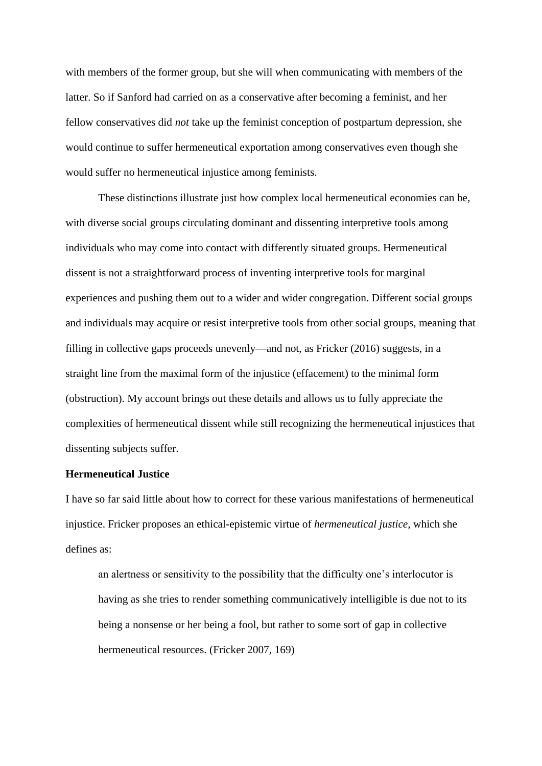with members of the former group, but she will when communicating with members of the latter. So if Sanford had carried on as a conservative after becoming a feminist, and her fellow conservatives did *not* take up the feminist conception of postpartum depression, she would continue to suffer hermeneutical exportation among conservatives even though she would suffer no hermeneutical injustice among feminists.

These distinctions illustrate just how complex local hermeneutical economies can be, with diverse social groups circulating dominant and dissenting interpretive tools among individuals who may come into contact with differently situated groups. Hermeneutical dissent is not a straightforward process of inventing interpretive tools for marginal experiences and pushing them out to a wider and wider congregation. Different social groups and individuals may acquire or resist interpretive tools from other social groups, meaning that filling in collective gaps proceeds unevenly—and not, as Fricker (2016) suggests, in a straight line from the maximal form of the injustice (effacement) to the minimal form (obstruction). My account brings out these details and allows us to fully appreciate the complexities of hermeneutical dissent while still recognizing the hermeneutical injustices that dissenting subjects suffer.

**Hermeneutical Justice**

I have so far said little about how to correct for these various manifestations of hermeneutical injustice. Fricker proposes an ethical-epistemic virtue of *hermeneutical justice*, which she defines as:

> an alertness or sensitivity to the possibility that the difficulty one's interlocutor is having as she tries to render something communicatively intelligible is due not to its being a nonsense or her being a fool, but rather to some sort of gap in collective hermeneutical resources. (Fricker 2007, 169)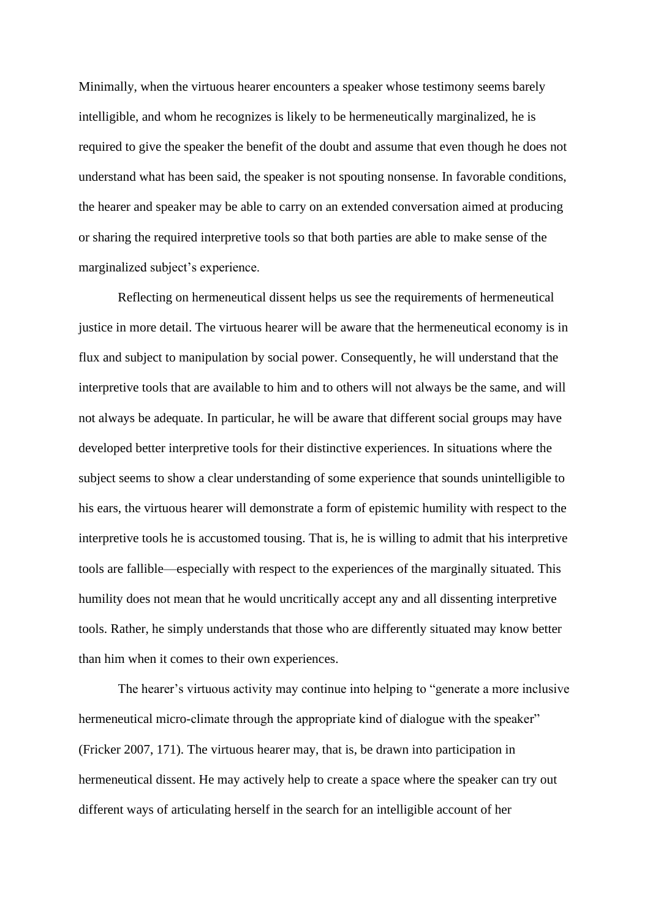Minimally, when the virtuous hearer encounters a speaker whose testimony seems barely intelligible, and whom he recognizes is likely to be hermeneutically marginalized, he is required to give the speaker the benefit of the doubt and assume that even though he does not understand what has been said, the speaker is not spouting nonsense. In favorable conditions, the hearer and speaker may be able to carry on an extended conversation aimed at producing or sharing the required interpretive tools so that both parties are able to make sense of the marginalized subject's experience.

Reflecting on hermeneutical dissent helps us see the requirements of hermeneutical justice in more detail. The virtuous hearer will be aware that the hermeneutical economy is in flux and subject to manipulation by social power. Consequently, he will understand that the interpretive tools that are available to him and to others will not always be the same, and will not always be adequate. In particular, he will be aware that different social groups may have developed better interpretive tools for their distinctive experiences. In situations where the subject seems to show a clear understanding of some experience that sounds unintelligible to his ears, the virtuous hearer will demonstrate a form of epistemic humility with respect to the interpretive tools he is accustomed tousing. That is, he is willing to admit that his interpretive tools are fallible—especially with respect to the experiences of the marginally situated. This humility does not mean that he would uncritically accept any and all dissenting interpretive tools. Rather, he simply understands that those who are differently situated may know better than him when it comes to their own experiences.

The hearer's virtuous activity may continue into helping to "generate a more inclusive hermeneutical micro-climate through the appropriate kind of dialogue with the speaker" (Fricker 2007, 171). The virtuous hearer may, that is, be drawn into participation in hermeneutical dissent. He may actively help to create a space where the speaker can try out different ways of articulating herself in the search for an intelligible account of her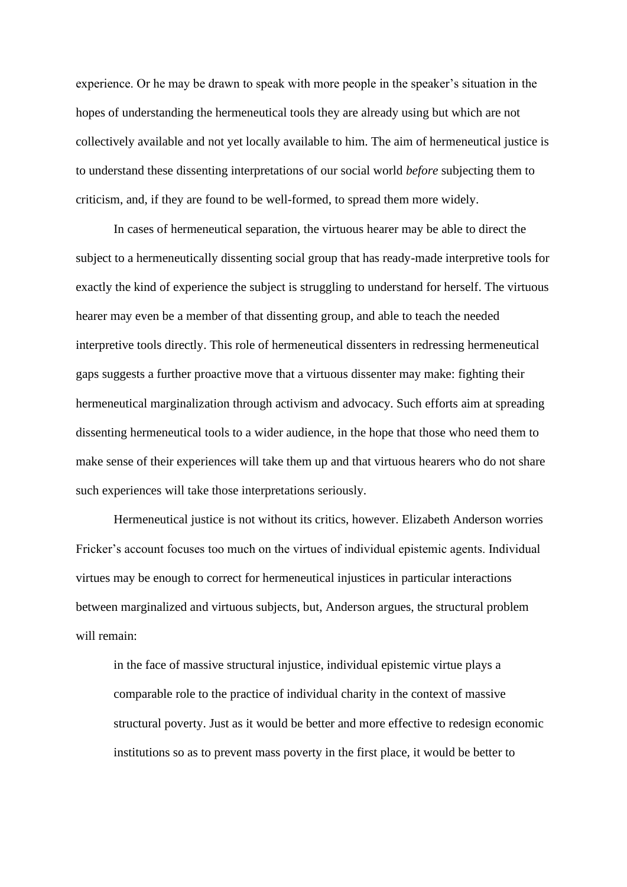experience. Or he may be drawn to speak with more people in the speaker's situation in the hopes of understanding the hermeneutical tools they are already using but which are not collectively available and not yet locally available to him. The aim of hermeneutical justice is to understand these dissenting interpretations of our social world *before* subjecting them to criticism, and, if they are found to be well-formed, to spread them more widely.

In cases of hermeneutical separation, the virtuous hearer may be able to direct the subject to a hermeneutically dissenting social group that has ready-made interpretive tools for exactly the kind of experience the subject is struggling to understand for herself. The virtuous hearer may even be a member of that dissenting group, and able to teach the needed interpretive tools directly. This role of hermeneutical dissenters in redressing hermeneutical gaps suggests a further proactive move that a virtuous dissenter may make: fighting their hermeneutical marginalization through activism and advocacy. Such efforts aim at spreading dissenting hermeneutical tools to a wider audience, in the hope that those who need them to make sense of their experiences will take them up and that virtuous hearers who do not share such experiences will take those interpretations seriously.

Hermeneutical justice is not without its critics, however. Elizabeth Anderson worries Fricker's account focuses too much on the virtues of individual epistemic agents. Individual virtues may be enough to correct for hermeneutical injustices in particular interactions between marginalized and virtuous subjects, but, Anderson argues, the structural problem will remain:

> in the face of massive structural injustice, individual epistemic virtue plays a comparable role to the practice of individual charity in the context of massive structural poverty. Just as it would be better and more effective to redesign economic institutions so as to prevent mass poverty in the first place, it would be better to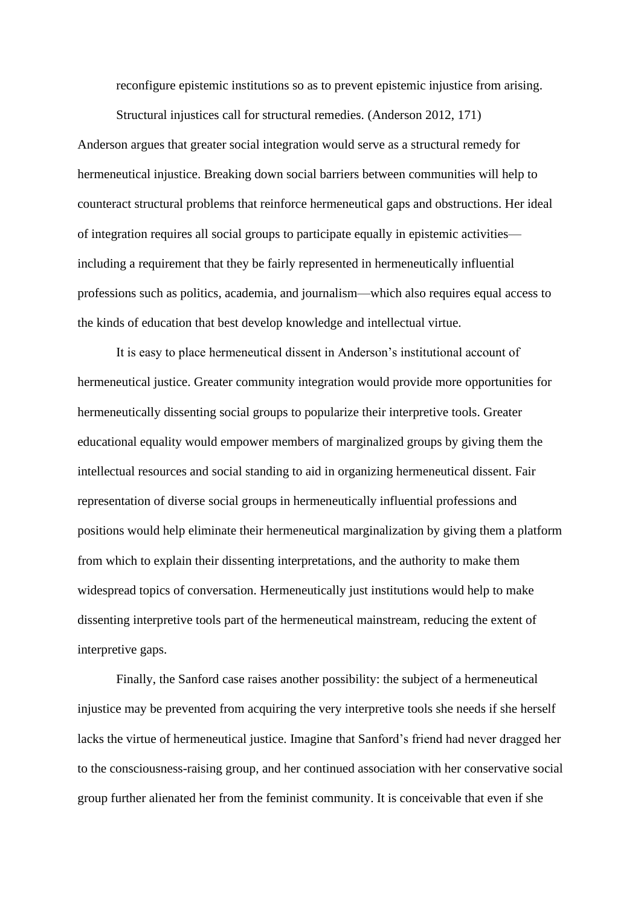reconfigure epistemic institutions so as to prevent epistemic injustice from arising. Structural injustices call for structural remedies. (Anderson 2012, 171)

Anderson argues that greater social integration would serve as a structural remedy for hermeneutical injustice. Breaking down social barriers between communities will help to counteract structural problems that reinforce hermeneutical gaps and obstructions. Her ideal of integration requires all social groups to participate equally in epistemic activities—including a requirement that they be fairly represented in hermeneutically influential professions such as politics, academia, and journalism—which also requires equal access to the kinds of education that best develop knowledge and intellectual virtue.

It is easy to place hermeneutical dissent in Anderson's institutional account of hermeneutical justice. Greater community integration would provide more opportunities for hermeneutically dissenting social groups to popularize their interpretive tools. Greater educational equality would empower members of marginalized groups by giving them the intellectual resources and social standing to aid in organizing hermeneutical dissent. Fair representation of diverse social groups in hermeneutically influential professions and positions would help eliminate their hermeneutical marginalization by giving them a platform from which to explain their dissenting interpretations, and the authority to make them widespread topics of conversation. Hermeneutically just institutions would help to make dissenting interpretive tools part of the hermeneutical mainstream, reducing the extent of interpretive gaps.

Finally, the Sanford case raises another possibility: the subject of a hermeneutical injustice may be prevented from acquiring the very interpretive tools she needs if she herself lacks the virtue of hermeneutical justice. Imagine that Sanford's friend had never dragged her to the consciousness-raising group, and her continued association with her conservative social group further alienated her from the feminist community. It is conceivable that even if she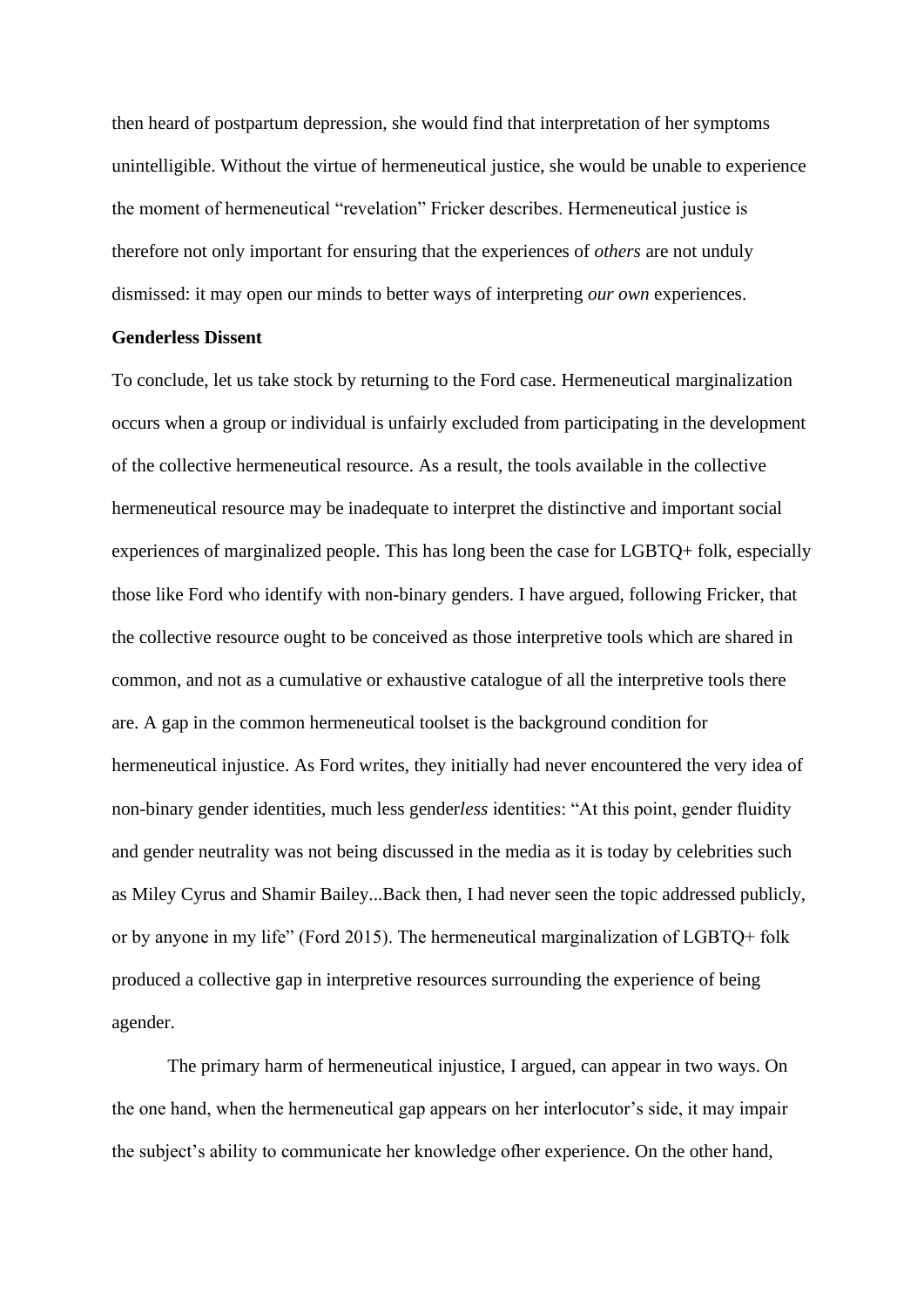then heard of postpartum depression, she would find that interpretation of her symptoms unintelligible. Without the virtue of hermeneutical justice, she would be unable to experience the moment of hermeneutical "revelation" Fricker describes. Hermeneutical justice is therefore not only important for ensuring that the experiences of *others* are not unduly dismissed: it may open our minds to better ways of interpreting *our own* experiences.

**Genderless Dissent**

To conclude, let us take stock by returning to the Ford case. Hermeneutical marginalization occurs when a group or individual is unfairly excluded from participating in the development of the collective hermeneutical resource. As a result, the tools available in the collective hermeneutical resource may be inadequate to interpret the distinctive and important social experiences of marginalized people. This has long been the case for LGBTQ+ folk, especially those like Ford who identify with non-binary genders. I have argued, following Fricker, that the collective resource ought to be conceived as those interpretive tools which are shared in common, and not as a cumulative or exhaustive catalogue of all the interpretive tools there are. A gap in the common hermeneutical toolset is the background condition for hermeneutical injustice. As Ford writes, they initially had never encountered the very idea of non-binary gender identities, much less gender*less* identities: "At this point, gender fluidity and gender neutrality was not being discussed in the media as it is today by celebrities such as Miley Cyrus and Shamir Bailey...Back then, I had never seen the topic addressed publicly, or by anyone in my life" (Ford 2015). The hermeneutical marginalization of LGBTQ+ folk produced a collective gap in interpretive resources surrounding the experience of being agender.

The primary harm of hermeneutical injustice, I argued, can appear in two ways. On the one hand, when the hermeneutical gap appears on her interlocutor's side, it may impair the subject's ability to communicate her knowledge ofher experience. On the other hand,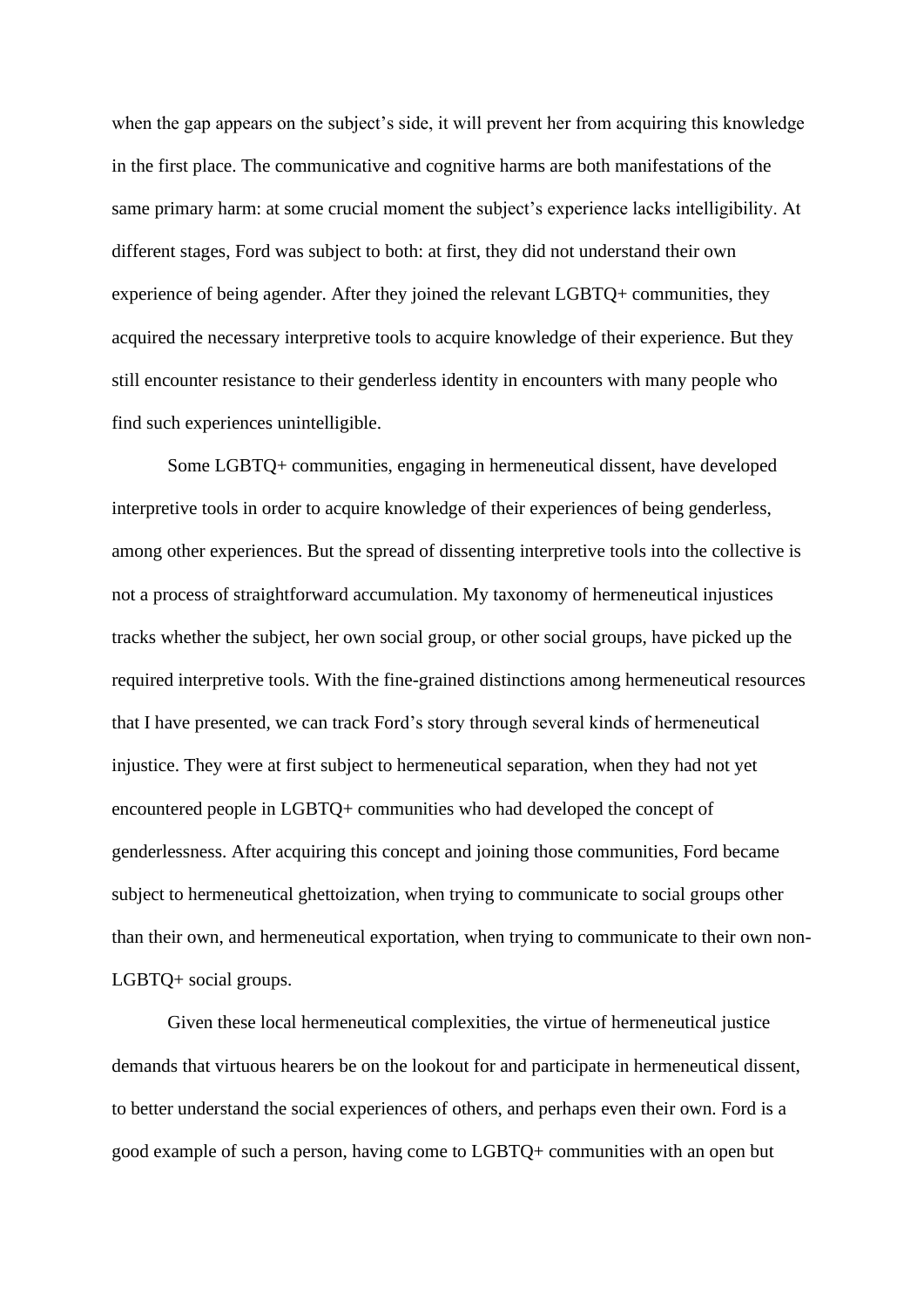when the gap appears on the subject's side, it will prevent her from acquiring this knowledge in the first place. The communicative and cognitive harms are both manifestations of the same primary harm: at some crucial moment the subject's experience lacks intelligibility. At different stages, Ford was subject to both: at first, they did not understand their own experience of being agender. After they joined the relevant LGBTQ+ communities, they acquired the necessary interpretive tools to acquire knowledge of their experience. But they still encounter resistance to their genderless identity in encounters with many people who find such experiences unintelligible.

Some LGBTQ+ communities, engaging in hermeneutical dissent, have developed interpretive tools in order to acquire knowledge of their experiences of being genderless, among other experiences. But the spread of dissenting interpretive tools into the collective is not a process of straightforward accumulation. My taxonomy of hermeneutical injustices tracks whether the subject, her own social group, or other social groups, have picked up the required interpretive tools. With the fine-grained distinctions among hermeneutical resources that I have presented, we can track Ford's story through several kinds of hermeneutical injustice. They were at first subject to hermeneutical separation, when they had not yet encountered people in LGBTQ+ communities who had developed the concept of genderlessness. After acquiring this concept and joining those communities, Ford became subject to hermeneutical ghettoization, when trying to communicate to social groups other than their own, and hermeneutical exportation, when trying to communicate to their own non-LGBTQ+ social groups.

Given these local hermeneutical complexities, the virtue of hermeneutical justice demands that virtuous hearers be on the lookout for and participate in hermeneutical dissent, to better understand the social experiences of others, and perhaps even their own. Ford is a good example of such a person, having come to LGBTQ+ communities with an open but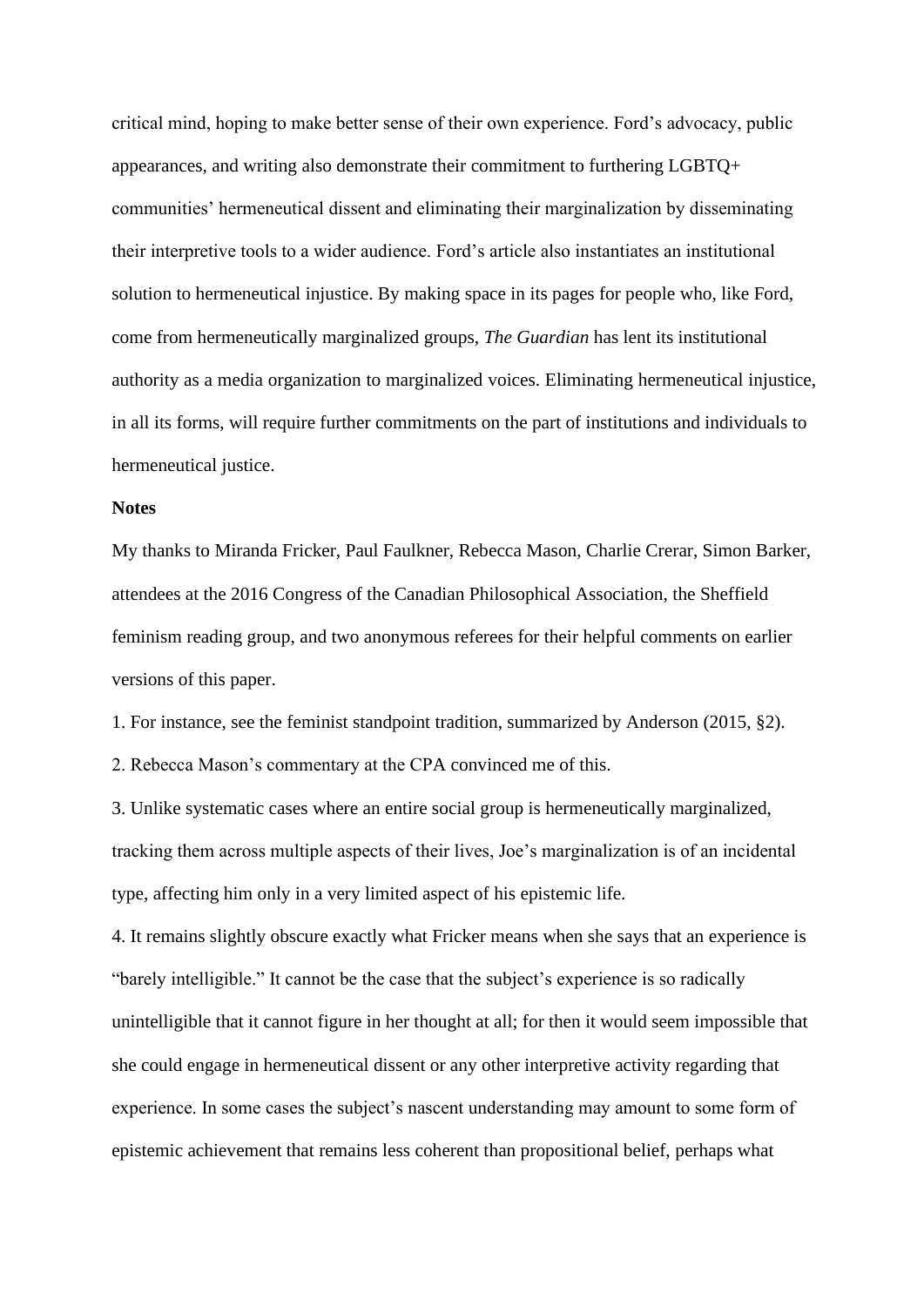critical mind, hoping to make better sense of their own experience. Ford's advocacy, public appearances, and writing also demonstrate their commitment to furthering LGBTQ+ communities' hermeneutical dissent and eliminating their marginalization by disseminating their interpretive tools to a wider audience. Ford's article also instantiates an institutional solution to hermeneutical injustice. By making space in its pages for people who, like Ford, come from hermeneutically marginalized groups, *The Guardian* has lent its institutional authority as a media organization to marginalized voices. Eliminating hermeneutical injustice, in all its forms, will require further commitments on the part of institutions and individuals to hermeneutical justice.

**Notes**

My thanks to Miranda Fricker, Paul Faulkner, Rebecca Mason, Charlie Crerar, Simon Barker, attendees at the 2016 Congress of the Canadian Philosophical Association, the Sheffield feminism reading group, and two anonymous referees for their helpful comments on earlier versions of this paper.

1. For instance, see the feminist standpoint tradition, summarized by Anderson (2015, §2).

2. Rebecca Mason's commentary at the CPA convinced me of this.

3. Unlike systematic cases where an entire social group is hermeneutically marginalized, tracking them across multiple aspects of their lives, Joe's marginalization is of an incidental type, affecting him only in a very limited aspect of his epistemic life.

4. It remains slightly obscure exactly what Fricker means when she says that an experience is "barely intelligible." It cannot be the case that the subject's experience is so radically unintelligible that it cannot figure in her thought at all; for then it would seem impossible that she could engage in hermeneutical dissent or any other interpretive activity regarding that experience. In some cases the subject's nascent understanding may amount to some form of epistemic achievement that remains less coherent than propositional belief, perhaps what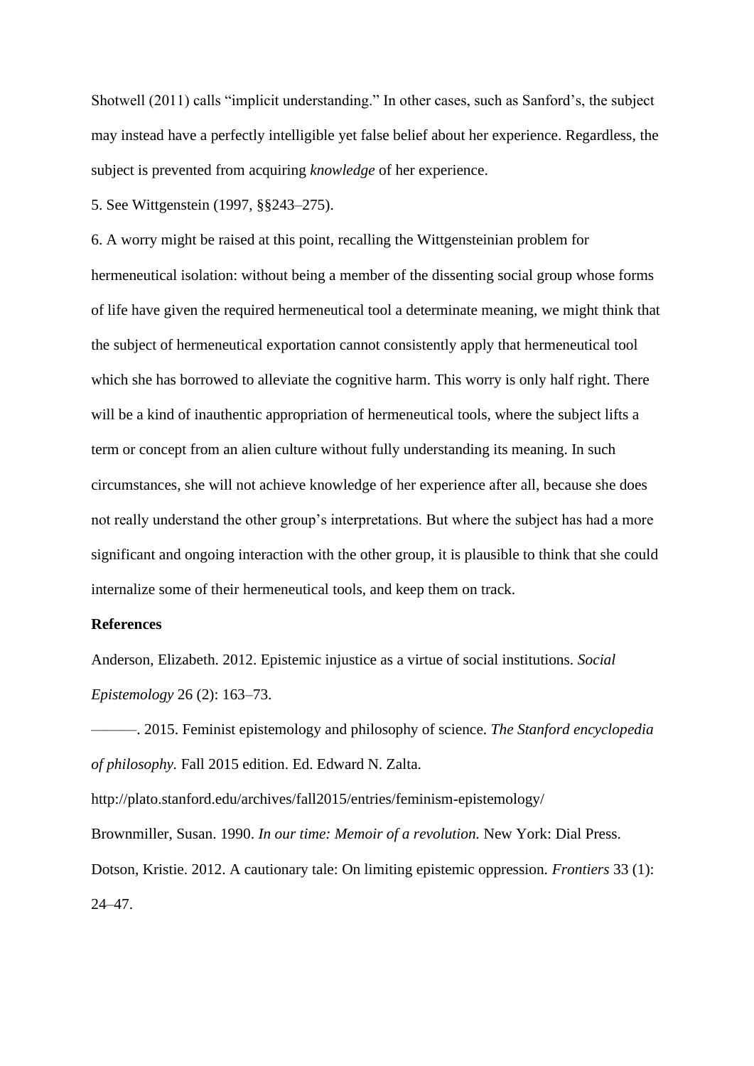Shotwell (2011) calls "implicit understanding." In other cases, such as Sanford's, the subject may instead have a perfectly intelligible yet false belief about her experience. Regardless, the subject is prevented from acquiring *knowledge* of her experience.

5. See Wittgenstein (1997, §§243–275).

6. A worry might be raised at this point, recalling the Wittgensteinian problem for hermeneutical isolation: without being a member of the dissenting social group whose forms of life have given the required hermeneutical tool a determinate meaning, we might think that the subject of hermeneutical exportation cannot consistently apply that hermeneutical tool which she has borrowed to alleviate the cognitive harm. This worry is only half right. There will be a kind of inauthentic appropriation of hermeneutical tools, where the subject lifts a term or concept from an alien culture without fully understanding its meaning. In such circumstances, she will not achieve knowledge of her experience after all, because she does not really understand the other group's interpretations. But where the subject has had a more significant and ongoing interaction with the other group, it is plausible to think that she could internalize some of their hermeneutical tools, and keep them on track.

**References**

Anderson, Elizabeth. 2012. Epistemic injustice as a virtue of social institutions. *Social Epistemology* 26 (2): 163–73.

———. 2015. Feminist epistemology and philosophy of science. *The Stanford encyclopedia of philosophy.* Fall 2015 edition. Ed. Edward N. Zalta. http://plato.stanford.edu/archives/fall2015/entries/feminism-epistemology/

Brownmiller, Susan. 1990. *In our time: Memoir of a revolution.* New York: Dial Press.

Dotson, Kristie. 2012. A cautionary tale: On limiting epistemic oppression. *Frontiers* 33 (1): 24–47.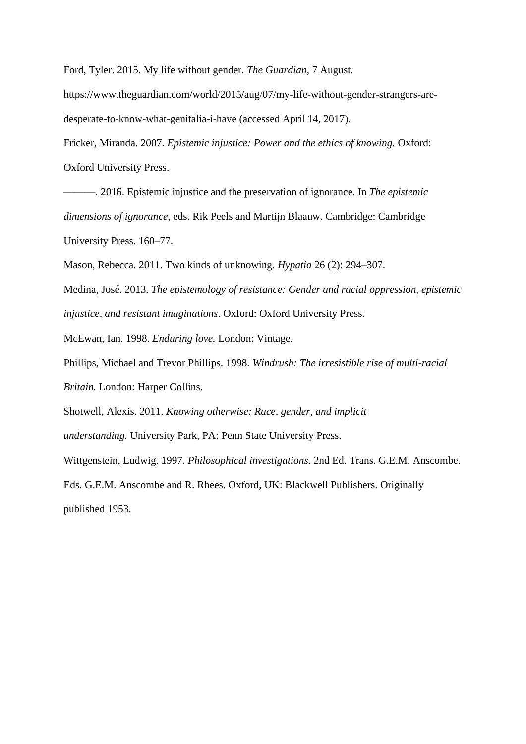Ford, Tyler. 2015. My life without gender. *The Guardian*, 7 August. https://www.theguardian.com/world/2015/aug/07/my-life-without-gender-strangers-are-desperate-to-know-what-genitalia-i-have (accessed April 14, 2017).

Fricker, Miranda. 2007. *Epistemic injustice: Power and the ethics of knowing.* Oxford: Oxford University Press.

———. 2016. Epistemic injustice and the preservation of ignorance. In *The epistemic dimensions of ignorance,* eds. Rik Peels and Martijn Blaauw. Cambridge: Cambridge University Press. 160–77.

Mason, Rebecca. 2011. Two kinds of unknowing. *Hypatia* 26 (2): 294–307.

Medina, José. 2013. *The epistemology of resistance: Gender and racial oppression, epistemic injustice, and resistant imaginations*. Oxford: Oxford University Press.

McEwan, Ian. 1998. *Enduring love.* London: Vintage.

Phillips, Michael and Trevor Phillips. 1998. *Windrush: The irresistible rise of multi-racial Britain.* London: Harper Collins.

Shotwell, Alexis. 2011. *Knowing otherwise: Race, gender, and implicit understanding.* University Park, PA: Penn State University Press.

Wittgenstein, Ludwig. 1997. *Philosophical investigations.* 2nd Ed. Trans. G.E.M. Anscombe. Eds. G.E.M. Anscombe and R. Rhees. Oxford, UK: Blackwell Publishers. Originally published 1953.